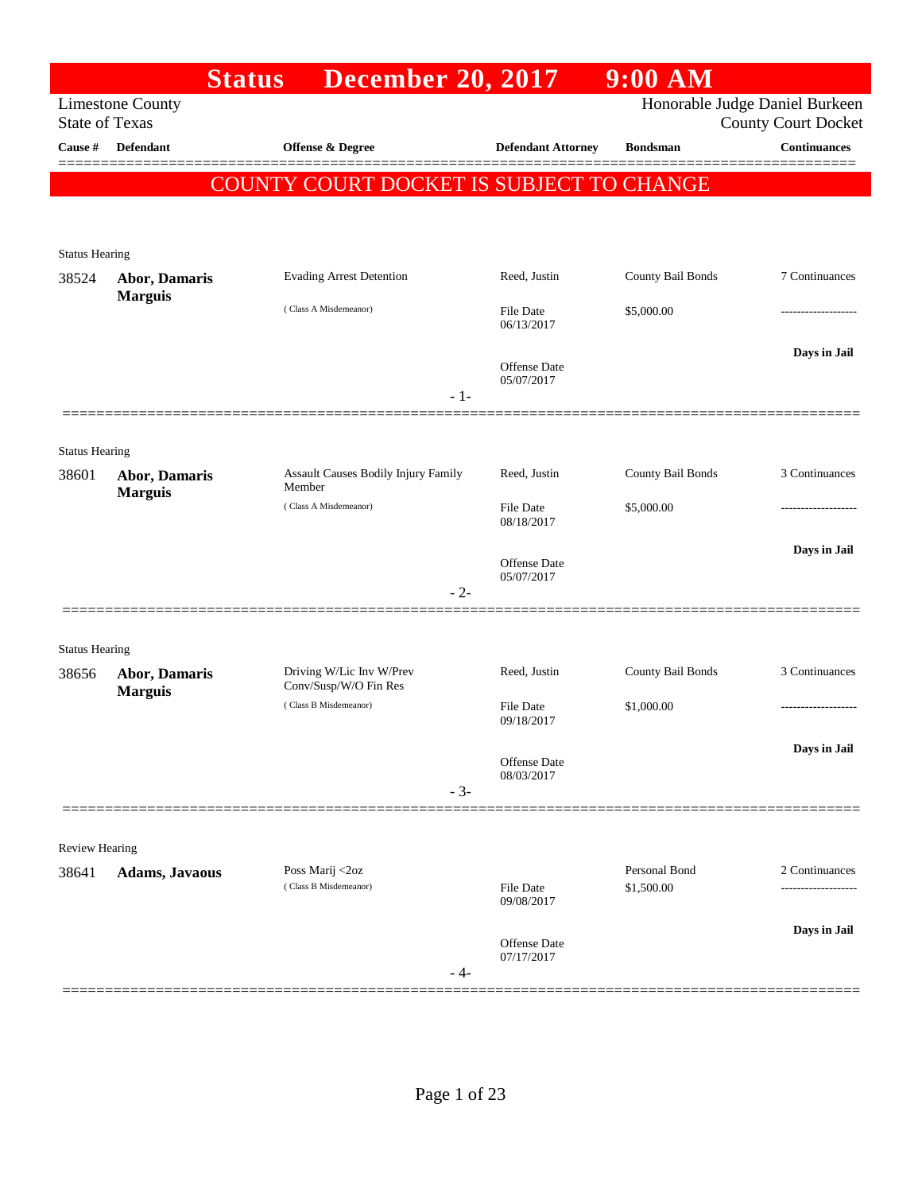# Status December 20, 2017 9:00 AM

Limestone County
State of Texas

Honorable Judge Daniel Burkeen
County Court Docket

**COUNTY COURT DOCKET IS SUBJECT TO CHANGE**

| Cause # | Defendant | Offense & Degree | Defendant Attorney | Bondsman | Continuances |
|---|---|---|---|---|---|
| **Status Hearing** | | | | | |
| 38524 | **Abor, Damaris Marguis** | Evading Arrest Detention (Class A Misdemeanor) | Reed, Justin<br>File Date 06/13/2017<br>Offense Date 05/07/2017 | County Bail Bonds<br>$5,000.00 | 7 Continuances<br>-------------------<br>**Days in Jail** |
| **Status Hearing** | | | | | |
| 38601 | **Abor, Damaris Marguis** | Assault Causes Bodily Injury Family Member (Class A Misdemeanor) | Reed, Justin<br>File Date 08/18/2017<br>Offense Date 05/07/2017 | County Bail Bonds<br>$5,000.00 | 3 Continuances<br>-------------------<br>**Days in Jail** |
| **Status Hearing** | | | | | |
| 38656 | **Abor, Damaris Marguis** | Driving W/Lic Inv W/Prev Conv/Susp/W/O Fin Res (Class B Misdemeanor) | Reed, Justin<br>File Date 09/18/2017<br>Offense Date 08/03/2017 | County Bail Bonds<br>$1,000.00 | 3 Continuances<br>-------------------<br>**Days in Jail** |
| **Review Hearing** | | | | | |
| 38641 | **Adams, Javaous** | Poss Marij <2oz (Class B Misdemeanor) | File Date 09/08/2017<br>Offense Date 07/17/2017 | Personal Bond<br>$1,500.00 | 2 Continuances<br>-------------------<br>**Days in Jail** |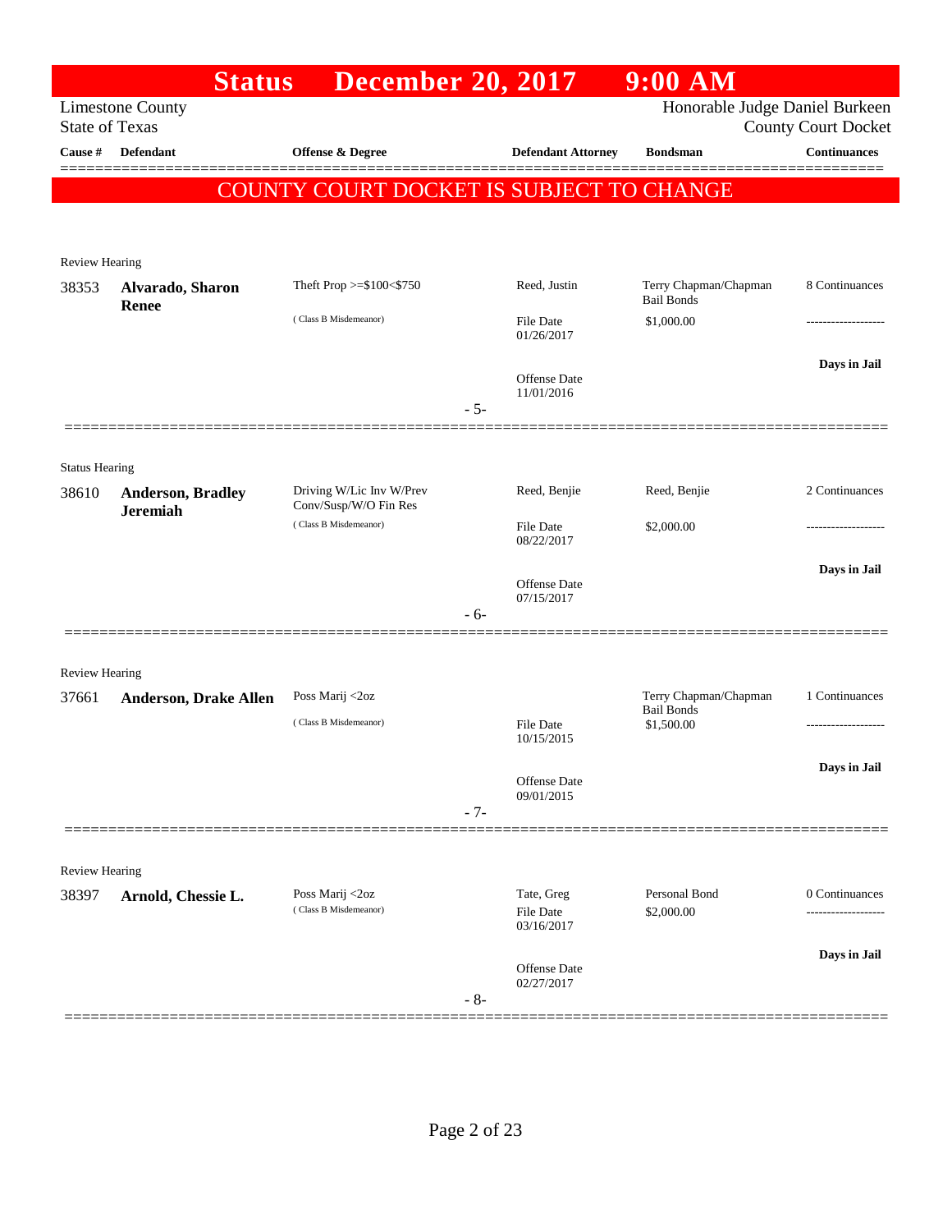# Status December 20, 2017 9:00 AM

Limestone County
State of Texas

Honorable Judge Daniel Burkeen
County Court Docket

**COUNTY COURT DOCKET IS SUBJECT TO CHANGE**

| Cause # | Defendant | Offense & Degree | Defendant Attorney | Bondsman | Continuances |
|---|---|---|---|---|---|
| Review Hearing | | | | | |
| 38353 | **Alvarado, Sharon Renee** | Theft Prop >=$100<$750 (Class B Misdemeanor) | Reed, Justin<br>File Date 01/26/2017<br>Offense Date 11/01/2016 | Terry Chapman/Chapman Bail Bonds<br>$1,000.00 | 8 Continuances<br>-------------------<br>**Days in Jail** |
| | | | - 5- | | |
| Status Hearing | | | | | |
| 38610 | **Anderson, Bradley Jeremiah** | Driving W/Lic Inv W/Prev Conv/Susp/W/O Fin Res (Class B Misdemeanor) | Reed, Benjie<br>File Date 08/22/2017<br>Offense Date 07/15/2017 | Reed, Benjie<br>$2,000.00 | 2 Continuances<br>-------------------<br>**Days in Jail** |
| | | | - 6- | | |
| Review Hearing | | | | | |
| 37661 | **Anderson, Drake Allen** | Poss Marij <2oz (Class B Misdemeanor) | File Date 10/15/2015<br>Offense Date 09/01/2015 | Terry Chapman/Chapman Bail Bonds<br>$1,500.00 | 1 Continuances<br>-------------------<br>**Days in Jail** |
| | | | - 7- | | |
| Review Hearing | | | | | |
| 38397 | **Arnold, Chessie L.** | Poss Marij <2oz (Class B Misdemeanor) | Tate, Greg<br>File Date 03/16/2017<br>Offense Date 02/27/2017 | Personal Bond<br>$2,000.00 | 0 Continuances<br>-------------------<br>**Days in Jail** |
| | | | - 8- | | |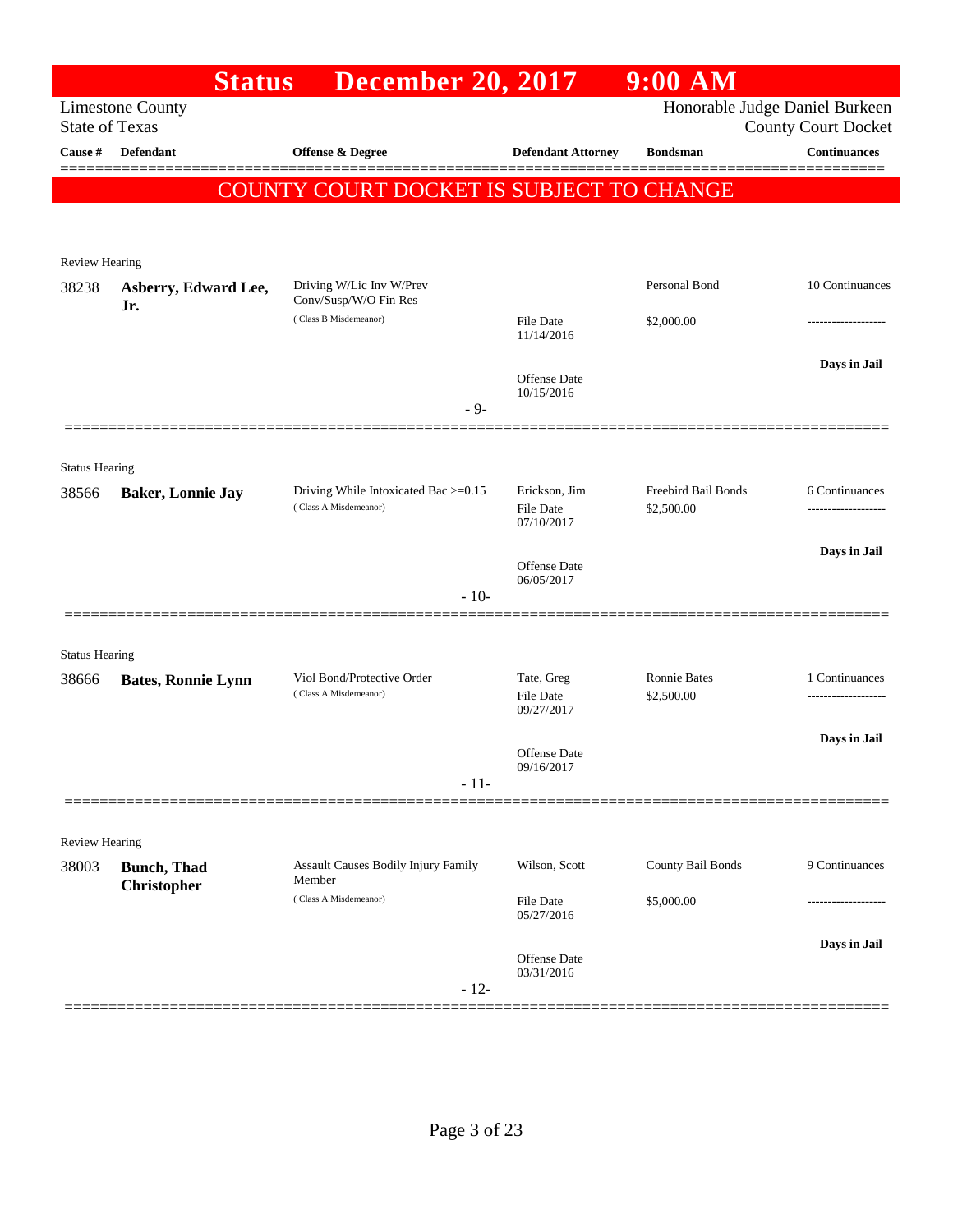# Status December 20, 2017 9:00 AM

Limestone County
State of Texas

Honorable Judge Daniel Burkeen
County Court Docket

| Cause # | Defendant | Offense & Degree | Defendant Attorney | Bondsman | Continuances |
|---|---|---|---|---|---|

**COUNTY COURT DOCKET IS SUBJECT TO CHANGE**

Review Hearing

| Cause # | Defendant | Offense & Degree | Defendant Attorney | Bondsman | Continuances |
|---|---|---|---|---|---|
| 38238 | **Asberry, Edward Lee, Jr.** | Driving W/Lic Inv W/Prev Conv/Susp/W/O Fin Res (Class B Misdemeanor) | File Date 11/14/2016 | Personal Bond $2,000.00 | 10 Continuances |
| | | | Offense Date 10/15/2016 | | Days in Jail |

- 9-

Status Hearing

| Cause # | Defendant | Offense & Degree | Defendant Attorney | Bondsman | Continuances |
|---|---|---|---|---|---|
| 38566 | **Baker, Lonnie Jay** | Driving While Intoxicated Bac >=0.15 (Class A Misdemeanor) | Erickson, Jim File Date 07/10/2017 | Freebird Bail Bonds $2,500.00 | 6 Continuances |
| | | | Offense Date 06/05/2017 | | Days in Jail |

- 10-

Status Hearing

| Cause # | Defendant | Offense & Degree | Defendant Attorney | Bondsman | Continuances |
|---|---|---|---|---|---|
| 38666 | **Bates, Ronnie Lynn** | Viol Bond/Protective Order (Class A Misdemeanor) | Tate, Greg File Date 09/27/2017 | Ronnie Bates $2,500.00 | 1 Continuances |
| | | | Offense Date 09/16/2017 | | Days in Jail |

- 11-

Review Hearing

| Cause # | Defendant | Offense & Degree | Defendant Attorney | Bondsman | Continuances |
|---|---|---|---|---|---|
| 38003 | **Bunch, Thad Christopher** | Assault Causes Bodily Injury Family Member (Class A Misdemeanor) | Wilson, Scott File Date 05/27/2016 | County Bail Bonds $5,000.00 | 9 Continuances |
| | | | Offense Date 03/31/2016 | | Days in Jail |

- 12-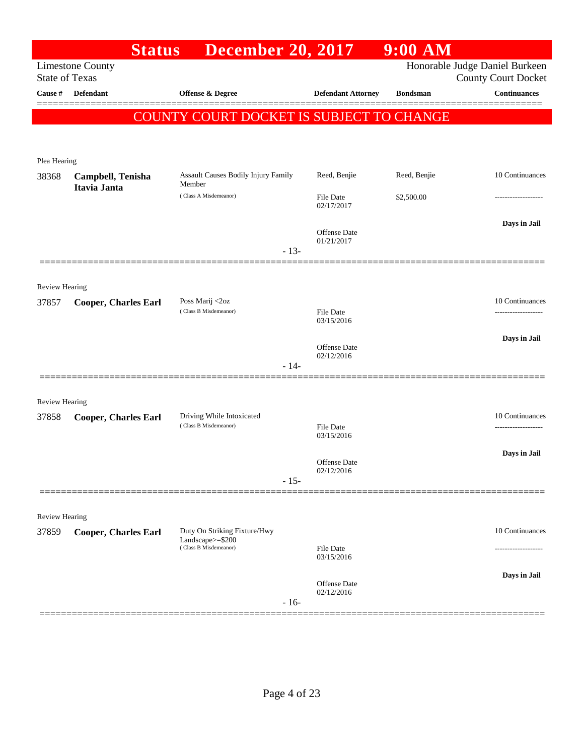# Status December 20, 2017 9:00 AM

Limestone County
State of Texas

Honorable Judge Daniel Burkeen
County Court Docket

| Cause # | Defendant | Offense & Degree | Defendant Attorney | Bondsman | Continuances |
|---|---|---|---|---|---|

**COUNTY COURT DOCKET IS SUBJECT TO CHANGE**

Plea Hearing

| Cause # | Defendant | Offense & Degree | Defendant Attorney | Bondsman | Continuances |
|---|---|---|---|---|---|
| 38368 | **Campbell, Tenisha Itavia Janta** | Assault Causes Bodily Injury Family Member (Class A Misdemeanor) | Reed, Benjie | Reed, Benjie | 10 Continuances |
| | | | File Date 02/17/2017 | $2,500.00 | ------------------- |
| | | | Offense Date 01/21/2017 | | **Days in Jail** |

- 13-

Review Hearing

| Cause # | Defendant | Offense & Degree | Defendant Attorney | Bondsman | Continuances |
|---|---|---|---|---|---|
| 37857 | **Cooper, Charles Earl** | Poss Marij <2oz (Class B Misdemeanor) | | | 10 Continuances |
| | | | File Date 03/15/2016 | | ------------------- |
| | | | Offense Date 02/12/2016 | | **Days in Jail** |

- 14-

Review Hearing

| Cause # | Defendant | Offense & Degree | Defendant Attorney | Bondsman | Continuances |
|---|---|---|---|---|---|
| 37858 | **Cooper, Charles Earl** | Driving While Intoxicated (Class B Misdemeanor) | | | 10 Continuances |
| | | | File Date 03/15/2016 | | ------------------- |
| | | | Offense Date 02/12/2016 | | **Days in Jail** |

- 15-

Review Hearing

| Cause # | Defendant | Offense & Degree | Defendant Attorney | Bondsman | Continuances |
|---|---|---|---|---|---|
| 37859 | **Cooper, Charles Earl** | Duty On Striking Fixture/Hwy Landscape>=$200 (Class B Misdemeanor) | | | 10 Continuances |
| | | | File Date 03/15/2016 | | ------------------- |
| | | | Offense Date 02/12/2016 | | **Days in Jail** |

- 16-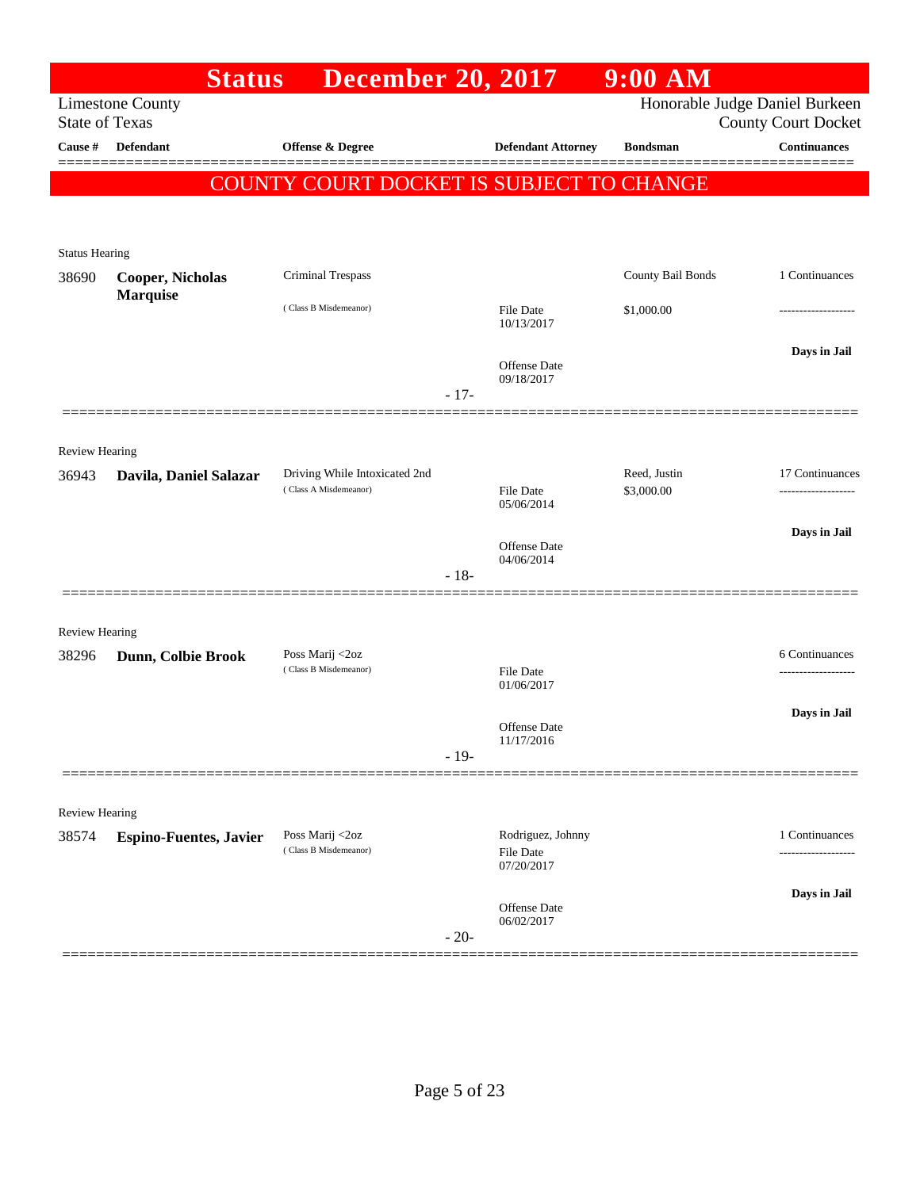# Status December 20, 2017 9:00 AM

Limestone County
State of Texas

Honorable Judge Daniel Burkeen
County Court Docket

| Cause # | Defendant | Offense & Degree | Defendant Attorney | Bondsman | Continuances |
|---|---|---|---|---|---|

## COUNTY COURT DOCKET IS SUBJECT TO CHANGE

**Status Hearing**

| Cause # | Defendant | Offense & Degree | Defendant Attorney | Bondsman | Continuances |
|---|---|---|---|---|---|
| 38690 | **Cooper, Nicholas Marquise** | Criminal Trespass (Class B Misdemeanor) | File Date 10/13/2017; Offense Date 09/18/2017 | County Bail Bonds $1,000.00 | 1 Continuances; Days in Jail |

- 17-

**Review Hearing**

| Cause # | Defendant | Offense & Degree | Defendant Attorney | Bondsman | Continuances |
|---|---|---|---|---|---|
| 36943 | **Davila, Daniel Salazar** | Driving While Intoxicated 2nd (Class A Misdemeanor) | File Date 05/06/2014; Offense Date 04/06/2014 | Reed, Justin $3,000.00 | 17 Continuances; Days in Jail |

- 18-

**Review Hearing**

| Cause # | Defendant | Offense & Degree | Defendant Attorney | Bondsman | Continuances |
|---|---|---|---|---|---|
| 38296 | **Dunn, Colbie Brook** | Poss Marij <2oz (Class B Misdemeanor) | File Date 01/06/2017; Offense Date 11/17/2016 | | 6 Continuances; Days in Jail |

- 19-

**Review Hearing**

| Cause # | Defendant | Offense & Degree | Defendant Attorney | Bondsman | Continuances |
|---|---|---|---|---|---|
| 38574 | **Espino-Fuentes, Javier** | Poss Marij <2oz (Class B Misdemeanor) | Rodriguez, Johnny; File Date 07/20/2017; Offense Date 06/02/2017 | | 1 Continuances; Days in Jail |

- 20-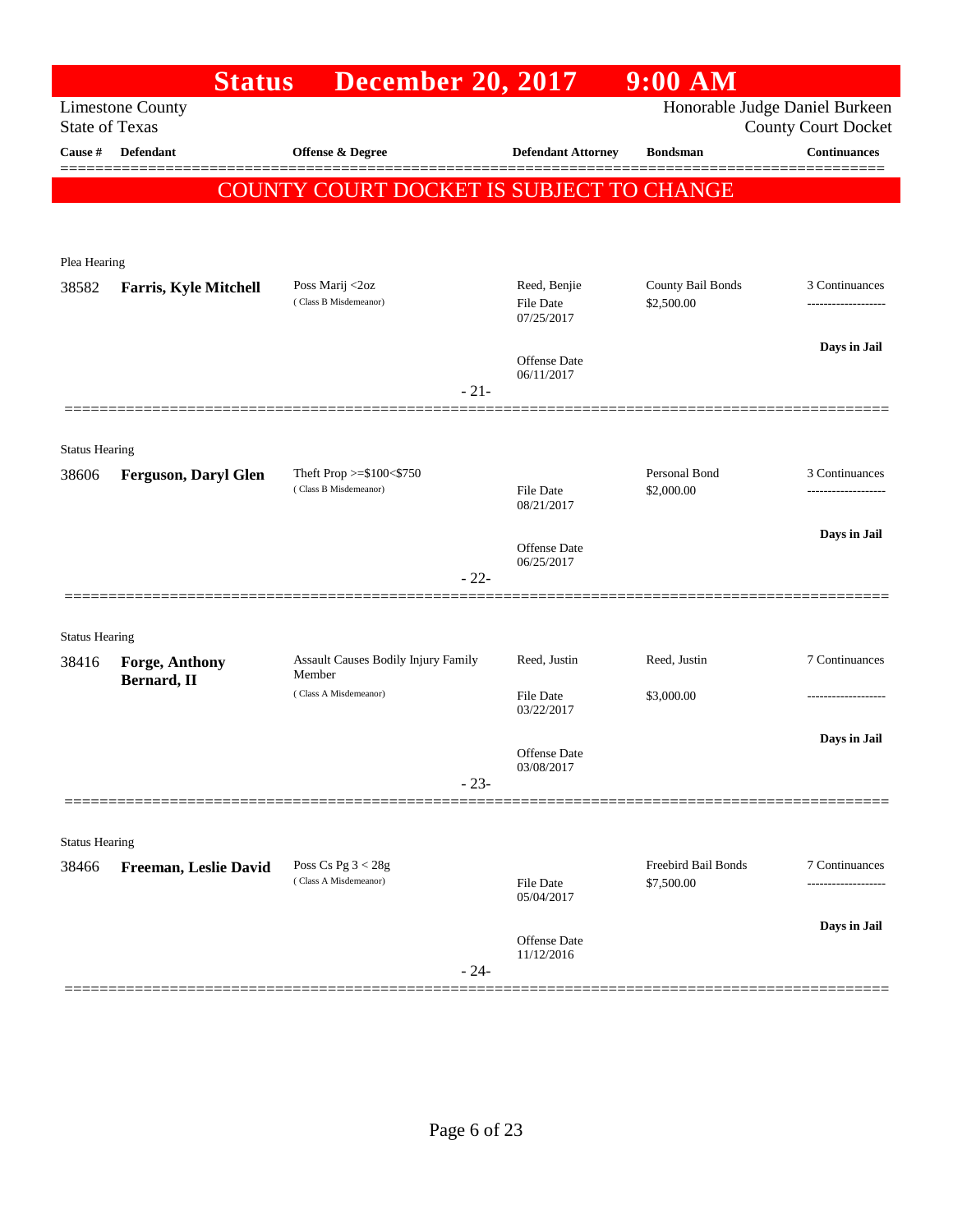# Status December 20, 2017 9:00 AM

Limestone County
State of Texas

Honorable Judge Daniel Burkeen
County Court Docket

**COUNTY COURT DOCKET IS SUBJECT TO CHANGE**

| Cause # | Defendant | Offense & Degree | Defendant Attorney | Bondsman | Continuances |
|---|---|---|---|---|---|
| **Plea Hearing** | | | | | |
| 38582 | **Farris, Kyle Mitchell** | Poss Marij <2oz (Class B Misdemeanor) | Reed, Benjie<br>File Date 07/25/2017<br>Offense Date 06/11/2017 | County Bail Bonds<br>$2,500.00 | 3 Continuances<br>**Days in Jail** |
| | | - 21- | | | |
| **Status Hearing** | | | | | |
| 38606 | **Ferguson, Daryl Glen** | Theft Prop >=$100<$750 (Class B Misdemeanor) | File Date 08/21/2017<br>Offense Date 06/25/2017 | Personal Bond<br>$2,000.00 | 3 Continuances<br>**Days in Jail** |
| | | - 22- | | | |
| **Status Hearing** | | | | | |
| 38416 | **Forge, Anthony Bernard, II** | Assault Causes Bodily Injury Family Member (Class A Misdemeanor) | Reed, Justin<br>File Date 03/22/2017<br>Offense Date 03/08/2017 | Reed, Justin<br>$3,000.00 | 7 Continuances<br>**Days in Jail** |
| | | - 23- | | | |
| **Status Hearing** | | | | | |
| 38466 | **Freeman, Leslie David** | Poss Cs Pg 3 < 28g (Class A Misdemeanor) | File Date 05/04/2017<br>Offense Date 11/12/2016 | Freebird Bail Bonds<br>$7,500.00 | 7 Continuances<br>**Days in Jail** |
| | | - 24- | | | |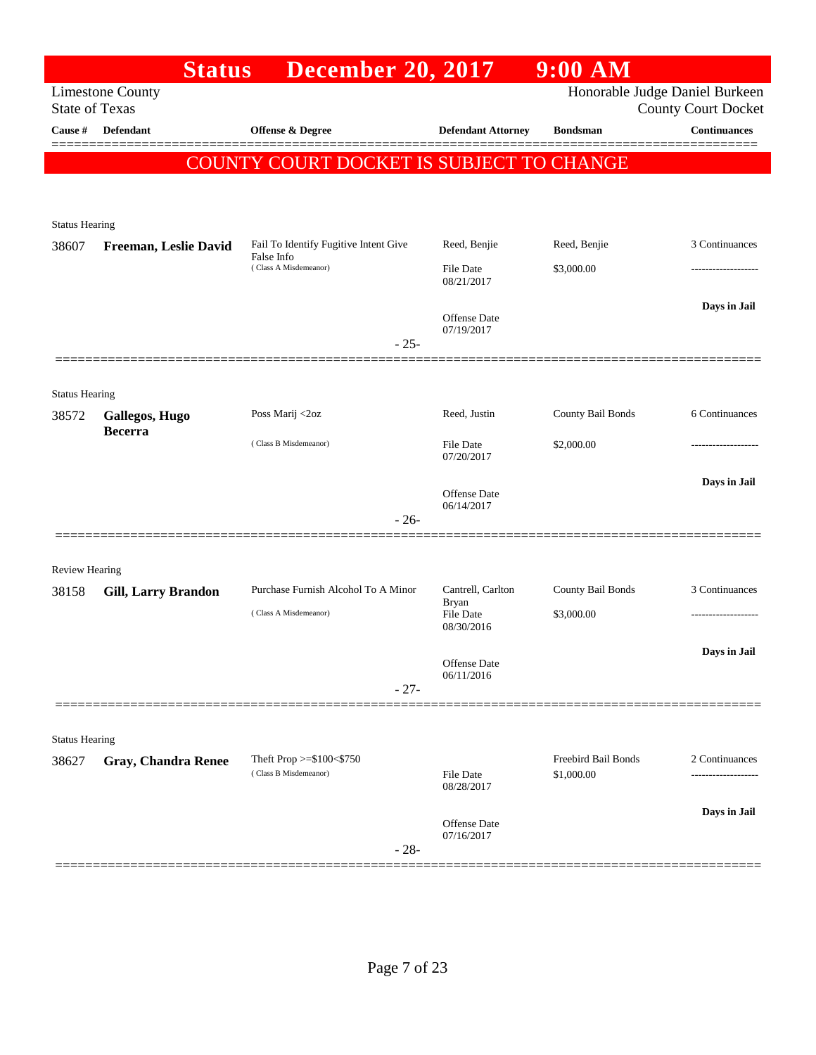# Status December 20, 2017 9:00 AM

Limestone County
State of Texas

Honorable Judge Daniel Burkeen
County Court Docket

| Cause # | Defendant | Offense & Degree | Defendant Attorney | Bondsman | Continuances |
|---|---|---|---|---|---|

**COUNTY COURT DOCKET IS SUBJECT TO CHANGE**

Status Hearing

| Cause # | Defendant | Offense & Degree | Defendant Attorney | Bondsman | Continuances |
|---|---|---|---|---|---|
| 38607 | **Freeman, Leslie David** | Fail To Identify Fugitive Intent Give False Info (Class A Misdemeanor) | Reed, Benjie | Reed, Benjie | 3 Continuances |
| | | | File Date 08/21/2017 | $3,000.00 | ------------------- |
| | | | Offense Date 07/19/2017 | | **Days in Jail** |

- 25-

Status Hearing

| Cause # | Defendant | Offense & Degree | Defendant Attorney | Bondsman | Continuances |
|---|---|---|---|---|---|
| 38572 | **Gallegos, Hugo Becerra** | Poss Marij <2oz (Class B Misdemeanor) | Reed, Justin | County Bail Bonds | 6 Continuances |
| | | | File Date 07/20/2017 | $2,000.00 | ------------------- |
| | | | Offense Date 06/14/2017 | | **Days in Jail** |

- 26-

Review Hearing

| Cause # | Defendant | Offense & Degree | Defendant Attorney | Bondsman | Continuances |
|---|---|---|---|---|---|
| 38158 | **Gill, Larry Brandon** | Purchase Furnish Alcohol To A Minor (Class A Misdemeanor) | Cantrell, Carlton Bryan | County Bail Bonds | 3 Continuances |
| | | | File Date 08/30/2016 | $3,000.00 | ------------------- |
| | | | Offense Date 06/11/2016 | | **Days in Jail** |

- 27-

Status Hearing

| Cause # | Defendant | Offense & Degree | Defendant Attorney | Bondsman | Continuances |
|---|---|---|---|---|---|
| 38627 | **Gray, Chandra Renee** | Theft Prop >=$100<$750 (Class B Misdemeanor) | | Freebird Bail Bonds | 2 Continuances |
| | | | File Date 08/28/2017 | $1,000.00 | ------------------- |
| | | | Offense Date 07/16/2017 | | **Days in Jail** |

- 28-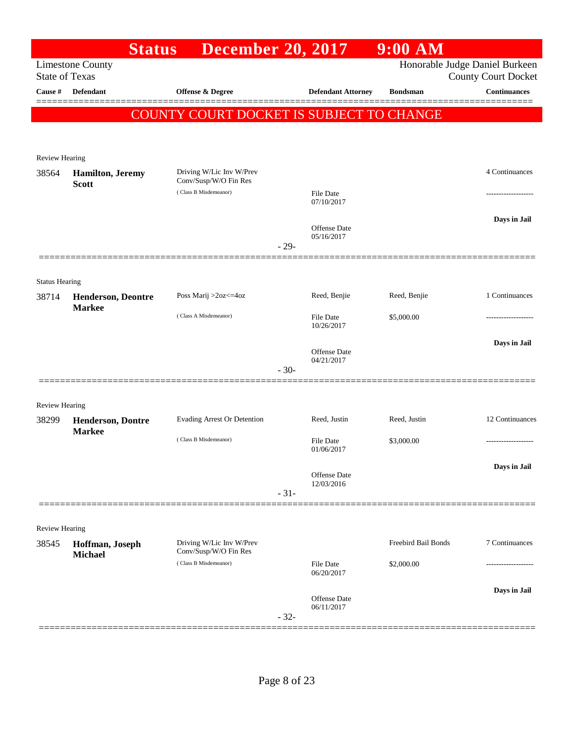# Status December 20, 2017 9:00 AM

Limestone County
State of Texas

Honorable Judge Daniel Burkeen
County Court Docket

| Cause # | Defendant | Offense & Degree | Defendant Attorney | Bondsman | Continuances |
|---|---|---|---|---|---|

## COUNTY COURT DOCKET IS SUBJECT TO CHANGE

Review Hearing

| Cause # | Defendant | Offense & Degree | Defendant Attorney | Bondsman | Continuances |
|---|---|---|---|---|---|
| 38564 | **Hamilton, Jeremy Scott** | Driving W/Lic Inv W/Prev Conv/Susp/W/O Fin Res ( Class B Misdemeanor) | File Date 07/10/2017 | | 4 Continuances |
| | | | Offense Date 05/16/2017 | | Days in Jail |

- 29-

Status Hearing

| Cause # | Defendant | Offense & Degree | Defendant Attorney | Bondsman | Continuances |
|---|---|---|---|---|---|
| 38714 | **Henderson, Deontre Markee** | Poss Marij >2oz<=4oz ( Class A Misdemeanor) | Reed, Benjie | Reed, Benjie | 1 Continuances |
| | | | File Date 10/26/2017 | $5,000.00 | |
| | | | Offense Date 04/21/2017 | | Days in Jail |

- 30-

Review Hearing

| Cause # | Defendant | Offense & Degree | Defendant Attorney | Bondsman | Continuances |
|---|---|---|---|---|---|
| 38299 | **Henderson, Dontre Markee** | Evading Arrest Or Detention ( Class B Misdemeanor) | Reed, Justin | Reed, Justin | 12 Continuances |
| | | | File Date 01/06/2017 | $3,000.00 | |
| | | | Offense Date 12/03/2016 | | Days in Jail |

- 31-

Review Hearing

| Cause # | Defendant | Offense & Degree | Defendant Attorney | Bondsman | Continuances |
|---|---|---|---|---|---|
| 38545 | **Hoffman, Joseph Michael** | Driving W/Lic Inv W/Prev Conv/Susp/W/O Fin Res ( Class B Misdemeanor) | | Freebird Bail Bonds | 7 Continuances |
| | | | File Date 06/20/2017 | $2,000.00 | |
| | | | Offense Date 06/11/2017 | | Days in Jail |

- 32-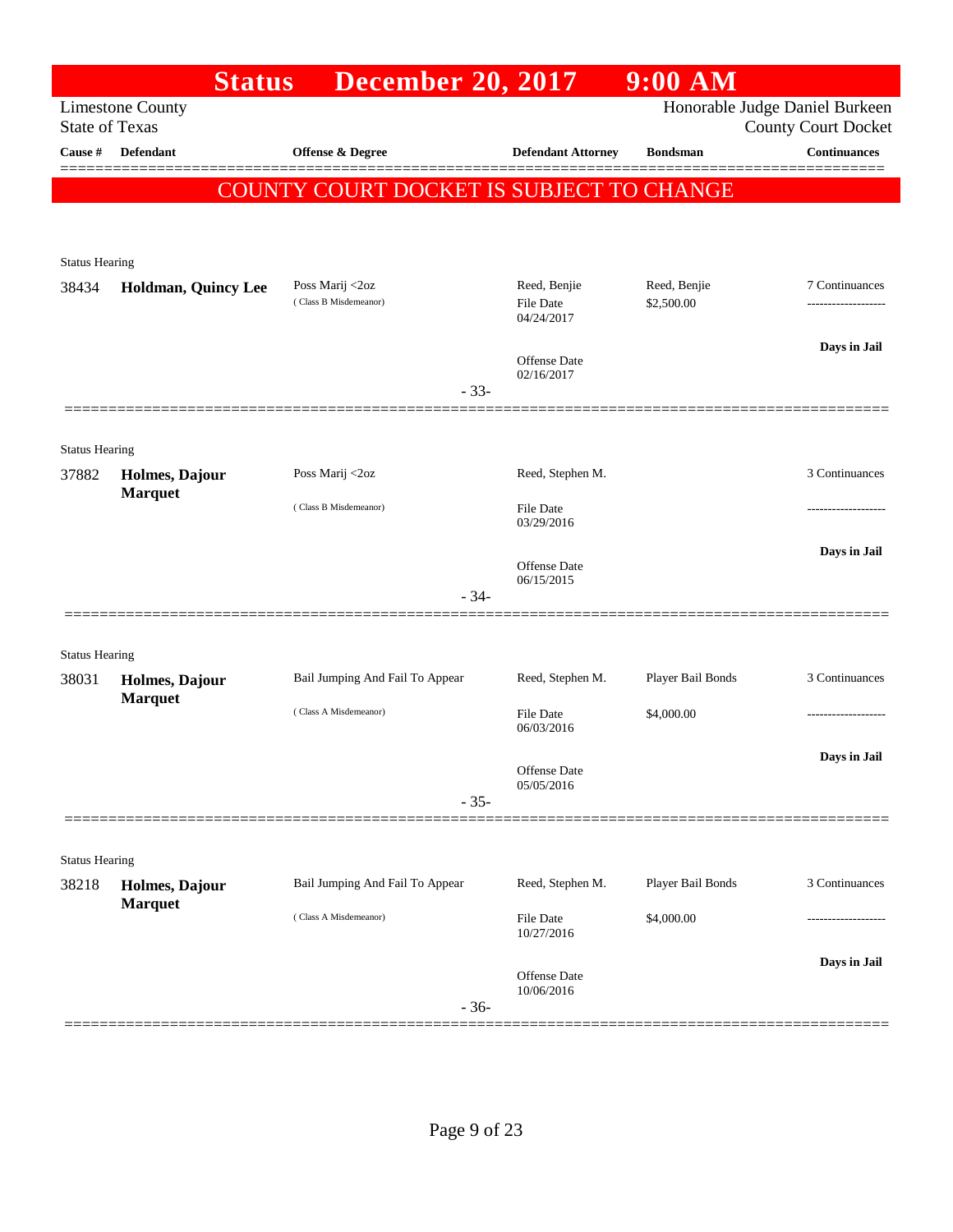# Status December 20, 2017 9:00 AM

Limestone County
State of Texas

Honorable Judge Daniel Burkeen
County Court Docket

| Cause # | Defendant | Offense & Degree | Defendant Attorney | Bondsman | Continuances |
|---|---|---|---|---|---|

**COUNTY COURT DOCKET IS SUBJECT TO CHANGE**

Status Hearing

| Cause # | Defendant | Offense & Degree | Defendant Attorney | Bondsman | Continuances |
|---|---|---|---|---|---|
| 38434 | **Holdman, Quincy Lee** | Poss Marij <2oz (Class B Misdemeanor) | Reed, Benjie<br>File Date 04/24/2017<br>Offense Date 02/16/2017 | Reed, Benjie<br>$2,500.00 | 7 Continuances<br>-------------------<br>**Days in Jail** |

- 33-

Status Hearing

| Cause # | Defendant | Offense & Degree | Defendant Attorney | Bondsman | Continuances |
|---|---|---|---|---|---|
| 37882 | **Holmes, Dajour Marquet** | Poss Marij <2oz (Class B Misdemeanor) | Reed, Stephen M.<br>File Date 03/29/2016<br>Offense Date 06/15/2015 | | 3 Continuances<br>-------------------<br>**Days in Jail** |

- 34-

Status Hearing

| Cause # | Defendant | Offense & Degree | Defendant Attorney | Bondsman | Continuances |
|---|---|---|---|---|---|
| 38031 | **Holmes, Dajour Marquet** | Bail Jumping And Fail To Appear (Class A Misdemeanor) | Reed, Stephen M.<br>File Date 06/03/2016<br>Offense Date 05/05/2016 | Player Bail Bonds<br>$4,000.00 | 3 Continuances<br>-------------------<br>**Days in Jail** |

- 35-

Status Hearing

| Cause # | Defendant | Offense & Degree | Defendant Attorney | Bondsman | Continuances |
|---|---|---|---|---|---|
| 38218 | **Holmes, Dajour Marquet** | Bail Jumping And Fail To Appear (Class A Misdemeanor) | Reed, Stephen M.<br>File Date 10/27/2016<br>Offense Date 10/06/2016 | Player Bail Bonds<br>$4,000.00 | 3 Continuances<br>-------------------<br>**Days in Jail** |

- 36-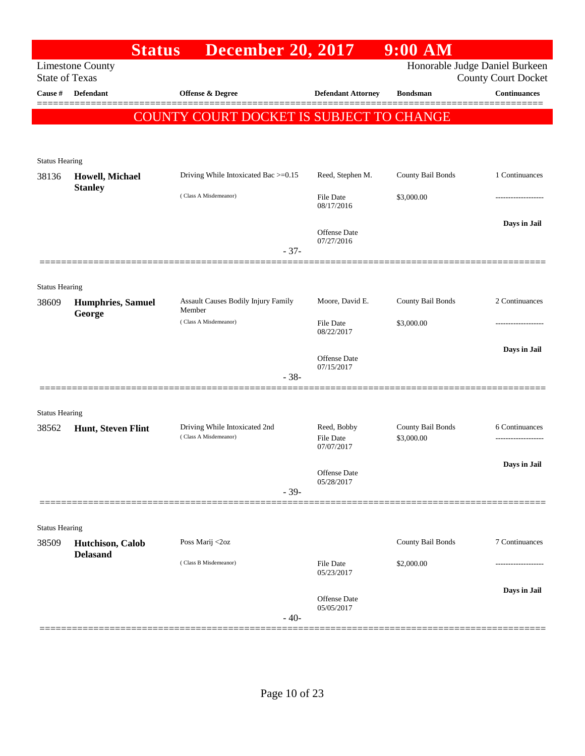# Status December 20, 2017 9:00 AM

Limestone County
State of Texas

Honorable Judge Daniel Burkeen
County Court Docket

| Cause # | Defendant | Offense & Degree | Defendant Attorney | Bondsman | Continuances |
|---|---|---|---|---|---|

**COUNTY COURT DOCKET IS SUBJECT TO CHANGE**

---

Status Hearing

| Cause # | Defendant | Offense & Degree | Defendant Attorney | Bondsman | Continuances |
|---|---|---|---|---|---|
| 38136 | **Howell, Michael Stanley** | Driving While Intoxicated Bac >=0.15 (Class A Misdemeanor) | Reed, Stephen M. | County Bail Bonds | 1 Continuances |
| | | | File Date 08/17/2016 | $3,000.00 | ------------------- |
| | | | Offense Date 07/27/2016 | | **Days in Jail** |

- 37-

---

Status Hearing

| Cause # | Defendant | Offense & Degree | Defendant Attorney | Bondsman | Continuances |
|---|---|---|---|---|---|
| 38609 | **Humphries, Samuel George** | Assault Causes Bodily Injury Family Member (Class A Misdemeanor) | Moore, David E. | County Bail Bonds | 2 Continuances |
| | | | File Date 08/22/2017 | $3,000.00 | ------------------- |
| | | | Offense Date 07/15/2017 | | **Days in Jail** |

- 38-

---

Status Hearing

| Cause # | Defendant | Offense & Degree | Defendant Attorney | Bondsman | Continuances |
|---|---|---|---|---|---|
| 38562 | **Hunt, Steven Flint** | Driving While Intoxicated 2nd (Class A Misdemeanor) | Reed, Bobby | County Bail Bonds | 6 Continuances |
| | | | File Date 07/07/2017 | $3,000.00 | ------------------- |
| | | | Offense Date 05/28/2017 | | **Days in Jail** |

- 39-

---

Status Hearing

| Cause # | Defendant | Offense & Degree | Defendant Attorney | Bondsman | Continuances |
|---|---|---|---|---|---|
| 38509 | **Hutchison, Calob Delasand** | Poss Marij <2oz (Class B Misdemeanor) | | County Bail Bonds | 7 Continuances |
| | | | File Date 05/23/2017 | $2,000.00 | ------------------- |
| | | | Offense Date 05/05/2017 | | **Days in Jail** |

- 40-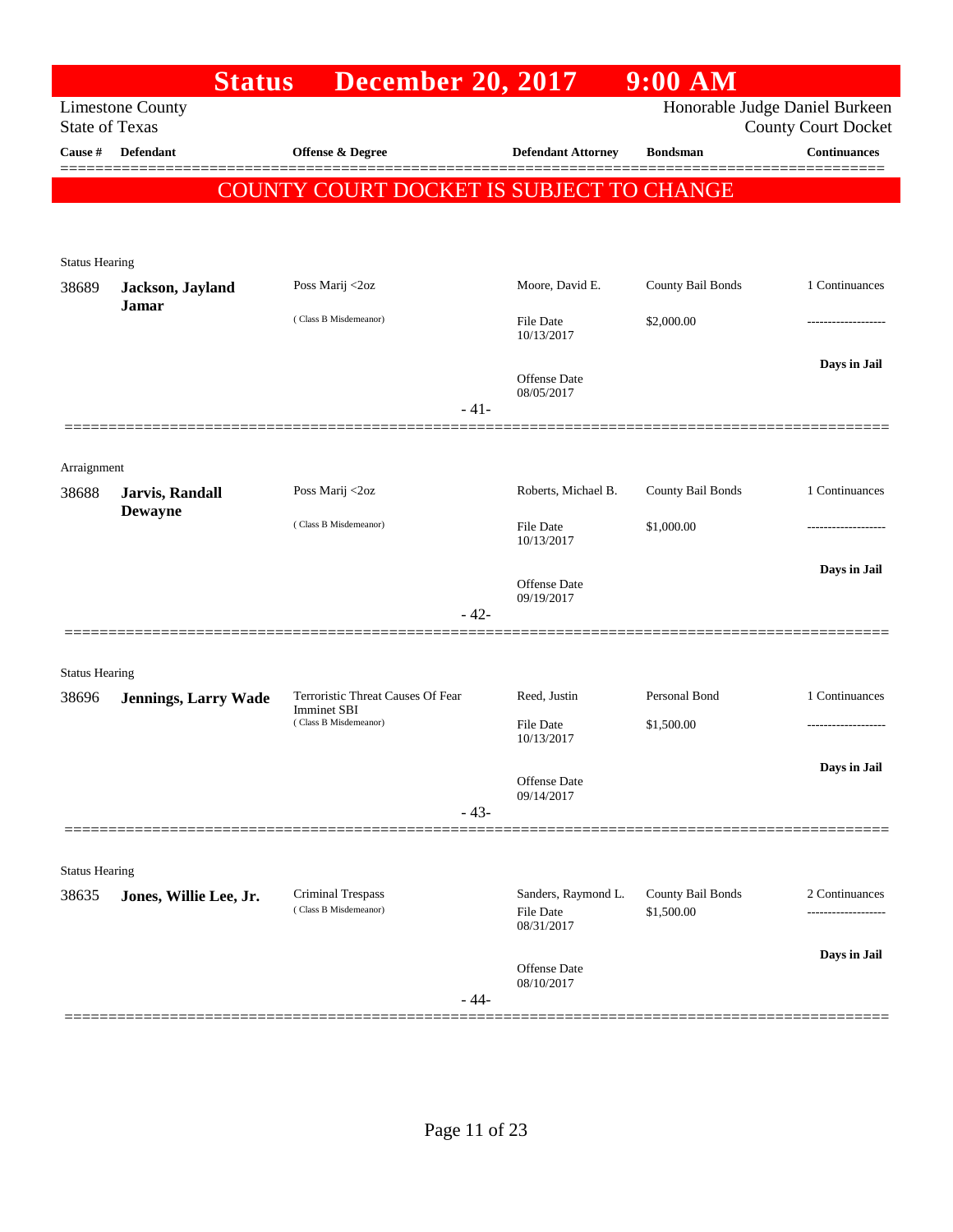# Status December 20, 2017 9:00 AM

Limestone County
State of Texas

Honorable Judge Daniel Burkeen
County Court Docket

| Cause # | Defendant | Offense & Degree | Defendant Attorney | Bondsman | Continuances |
|---|---|---|---|---|---|

**COUNTY COURT DOCKET IS SUBJECT TO CHANGE**

Status Hearing

| Cause # | Defendant | Offense & Degree | Defendant Attorney | Bondsman | Continuances |
|---|---|---|---|---|---|
| 38689 | **Jackson, Jayland Jamar** | Poss Marij <2oz (Class B Misdemeanor) | Moore, David E. | County Bail Bonds | 1 Continuances |
| | | | File Date 10/13/2017 | $2,000.00 | ------------------- |
| | | | Offense Date 08/05/2017 | | **Days in Jail** |

- 41-

Arraignment

| Cause # | Defendant | Offense & Degree | Defendant Attorney | Bondsman | Continuances |
|---|---|---|---|---|---|
| 38688 | **Jarvis, Randall Dewayne** | Poss Marij <2oz (Class B Misdemeanor) | Roberts, Michael B. | County Bail Bonds | 1 Continuances |
| | | | File Date 10/13/2017 | $1,000.00 | ------------------- |
| | | | Offense Date 09/19/2017 | | **Days in Jail** |

- 42-

Status Hearing

| Cause # | Defendant | Offense & Degree | Defendant Attorney | Bondsman | Continuances |
|---|---|---|---|---|---|
| 38696 | **Jennings, Larry Wade** | Terroristic Threat Causes Of Fear Imminet SBI (Class B Misdemeanor) | Reed, Justin | Personal Bond | 1 Continuances |
| | | | File Date 10/13/2017 | $1,500.00 | ------------------- |
| | | | Offense Date 09/14/2017 | | **Days in Jail** |

- 43-

Status Hearing

| Cause # | Defendant | Offense & Degree | Defendant Attorney | Bondsman | Continuances |
|---|---|---|---|---|---|
| 38635 | **Jones, Willie Lee, Jr.** | Criminal Trespass (Class B Misdemeanor) | Sanders, Raymond L. | County Bail Bonds | 2 Continuances |
| | | | File Date 08/31/2017 | $1,500.00 | ------------------- |
| | | | Offense Date 08/10/2017 | | **Days in Jail** |

- 44-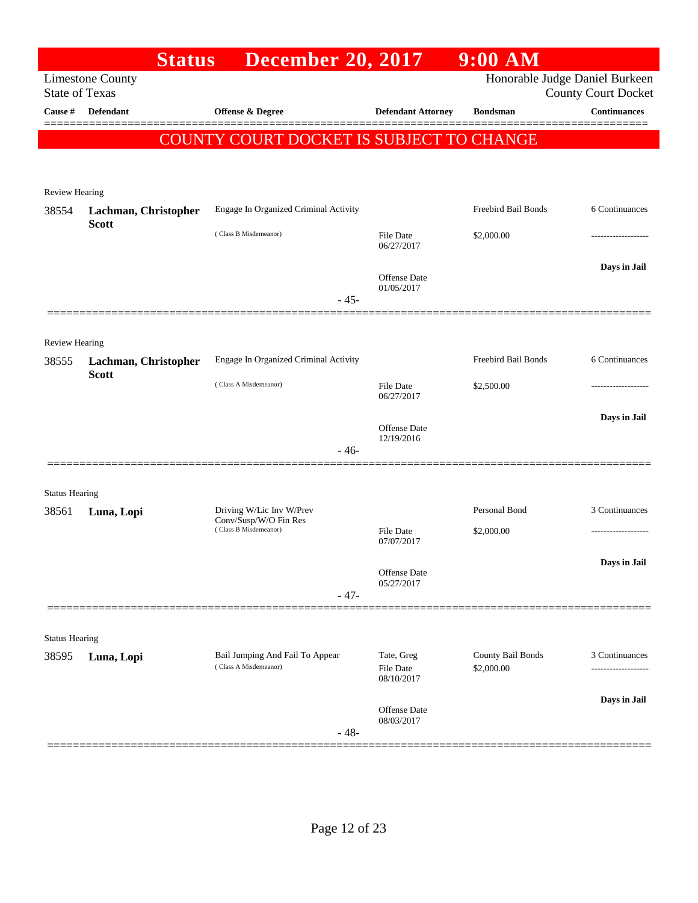# Status December 20, 2017 9:00 AM

Limestone County
State of Texas

Honorable Judge Daniel Burkeen
County Court Docket

| Cause # | Defendant | Offense & Degree | Defendant Attorney | Bondsman | Continuances |
|---|---|---|---|---|---|

**COUNTY COURT DOCKET IS SUBJECT TO CHANGE**

---

Review Hearing

| Cause # | Defendant | Offense & Degree | Defendant Attorney | Bondsman | Continuances |
|---|---|---|---|---|---|
| 38554 | **Lachman, Christopher Scott** | Engage In Organized Criminal Activity (Class B Misdemeanor) | File Date 06/27/2017 | Freebird Bail Bonds $2,000.00 | 6 Continuances |
| | | | Offense Date 01/05/2017 | | Days in Jail |

- 45-

---

Review Hearing

| Cause # | Defendant | Offense & Degree | Defendant Attorney | Bondsman | Continuances |
|---|---|---|---|---|---|
| 38555 | **Lachman, Christopher Scott** | Engage In Organized Criminal Activity (Class A Misdemeanor) | File Date 06/27/2017 | Freebird Bail Bonds $2,500.00 | 6 Continuances |
| | | | Offense Date 12/19/2016 | | Days in Jail |

- 46-

---

Status Hearing

| Cause # | Defendant | Offense & Degree | Defendant Attorney | Bondsman | Continuances |
|---|---|---|---|---|---|
| 38561 | **Luna, Lopi** | Driving W/Lic Inv W/Prev Conv/Susp/W/O Fin Res (Class B Misdemeanor) | File Date 07/07/2017 | Personal Bond $2,000.00 | 3 Continuances |
| | | | Offense Date 05/27/2017 | | Days in Jail |

- 47-

---

Status Hearing

| Cause # | Defendant | Offense & Degree | Defendant Attorney | Bondsman | Continuances |
|---|---|---|---|---|---|
| 38595 | **Luna, Lopi** | Bail Jumping And Fail To Appear (Class A Misdemeanor) | Tate, Greg File Date 08/10/2017 | County Bail Bonds $2,000.00 | 3 Continuances |
| | | | Offense Date 08/03/2017 | | Days in Jail |

- 48-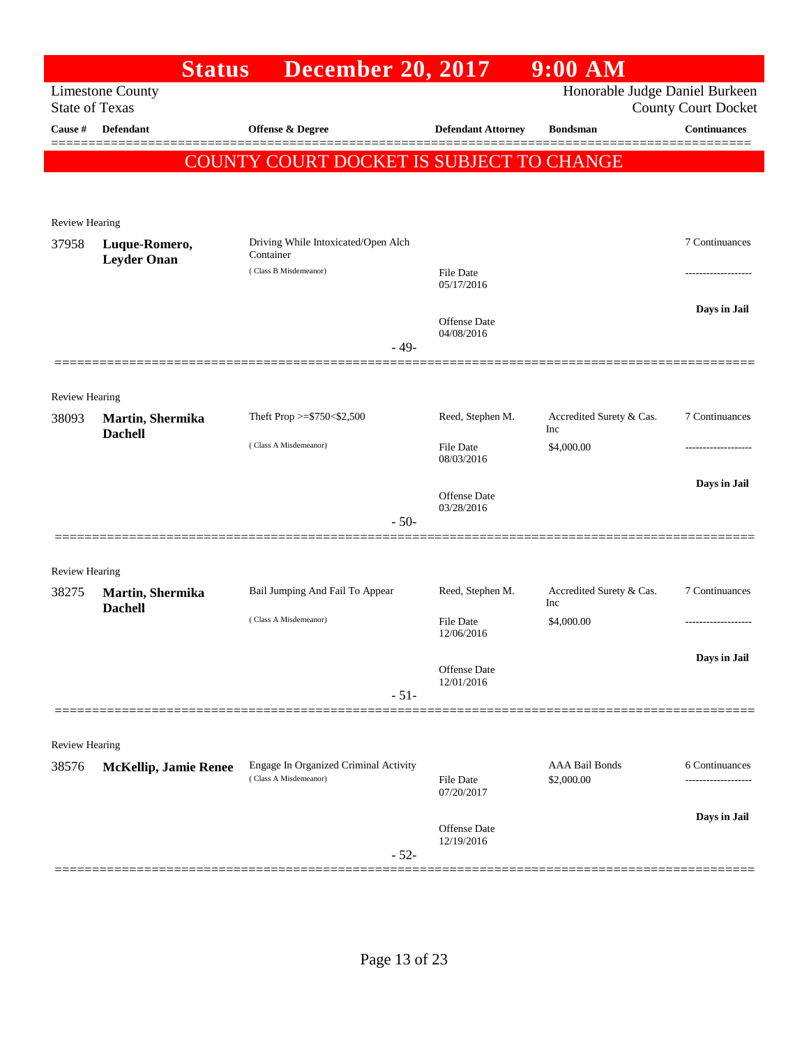# Status December 20, 2017 9:00 AM

Limestone County
State of Texas

Honorable Judge Daniel Burkeen
County Court Docket

**COUNTY COURT DOCKET IS SUBJECT TO CHANGE**

| Cause # | Defendant | Offense & Degree | Defendant Attorney | Bondsman | Continuances |
|---|---|---|---|---|---|
| **Review Hearing** | | | | | |
| 37958 | **Luque-Romero, Leyder Onan** | Driving While Intoxicated/Open Alch Container (Class B Misdemeanor) | File Date 05/17/2016<br>Offense Date 04/08/2016 | | 7 Continuances<br>Days in Jail |
| | | - 49- | | | |
| **Review Hearing** | | | | | |
| 38093 | **Martin, Shermika Dachell** | Theft Prop >=$750<$2,500 (Class A Misdemeanor) | Reed, Stephen M.<br>File Date 08/03/2016<br>Offense Date 03/28/2016 | Accredited Surety & Cas. Inc<br>$4,000.00 | 7 Continuances<br>Days in Jail |
| | | - 50- | | | |
| **Review Hearing** | | | | | |
| 38275 | **Martin, Shermika Dachell** | Bail Jumping And Fail To Appear (Class A Misdemeanor) | Reed, Stephen M.<br>File Date 12/06/2016<br>Offense Date 12/01/2016 | Accredited Surety & Cas. Inc<br>$4,000.00 | 7 Continuances<br>Days in Jail |
| | | - 51- | | | |
| **Review Hearing** | | | | | |
| 38576 | **McKellip, Jamie Renee** | Engage In Organized Criminal Activity (Class A Misdemeanor) | File Date 07/20/2017<br>Offense Date 12/19/2016 | AAA Bail Bonds<br>$2,000.00 | 6 Continuances<br>Days in Jail |
| | | - 52- | | | |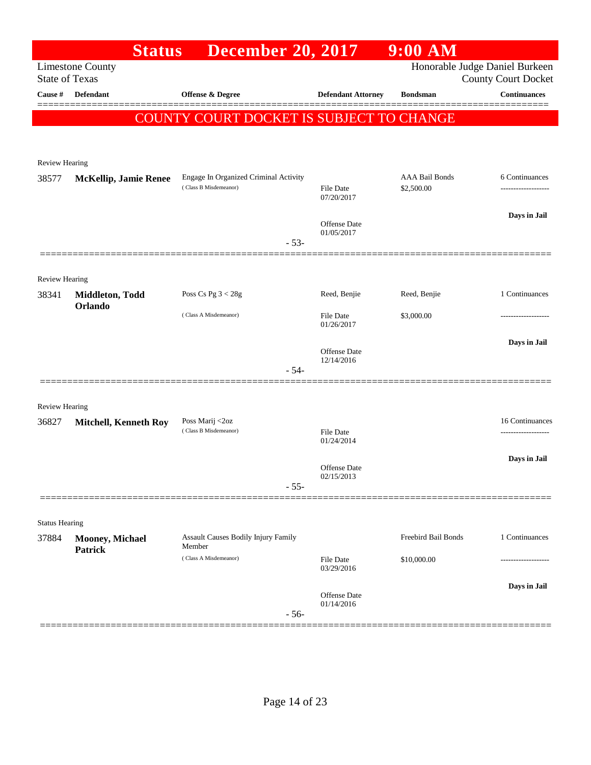# Status December 20, 2017 9:00 AM

Limestone County
State of Texas

Honorable Judge Daniel Burkeen
County Court Docket

| Cause # | Defendant | Offense & Degree | Defendant Attorney | Bondsman | Continuances |
|---|---|---|---|---|---|

**COUNTY COURT DOCKET IS SUBJECT TO CHANGE**

Review Hearing

| Cause # | Defendant | Offense & Degree | Defendant Attorney | Bondsman | Continuances |
|---|---|---|---|---|---|
| 38577 | **McKellip, Jamie Renee** | Engage In Organized Criminal Activity (Class B Misdemeanor) | File Date 07/20/2017<br>Offense Date 01/05/2017 | AAA Bail Bonds<br>$2,500.00 | 6 Continuances<br>-------------------<br>**Days in Jail** |

- 53-

Review Hearing

| Cause # | Defendant | Offense & Degree | Defendant Attorney | Bondsman | Continuances |
|---|---|---|---|---|---|
| 38341 | **Middleton, Todd Orlando** | Poss Cs Pg 3 < 28g (Class A Misdemeanor) | Reed, Benjie<br>File Date 01/26/2017<br>Offense Date 12/14/2016 | Reed, Benjie<br>$3,000.00 | 1 Continuances<br>-------------------<br>**Days in Jail** |

- 54-

Review Hearing

| Cause # | Defendant | Offense & Degree | Defendant Attorney | Bondsman | Continuances |
|---|---|---|---|---|---|
| 36827 | **Mitchell, Kenneth Roy** | Poss Marij <2oz (Class B Misdemeanor) | File Date 01/24/2014<br>Offense Date 02/15/2013 | | 16 Continuances<br>-------------------<br>**Days in Jail** |

- 55-

Status Hearing

| Cause # | Defendant | Offense & Degree | Defendant Attorney | Bondsman | Continuances |
|---|---|---|---|---|---|
| 37884 | **Mooney, Michael Patrick** | Assault Causes Bodily Injury Family Member (Class A Misdemeanor) | File Date 03/29/2016<br>Offense Date 01/14/2016 | Freebird Bail Bonds<br>$10,000.00 | 1 Continuances<br>-------------------<br>**Days in Jail** |

- 56-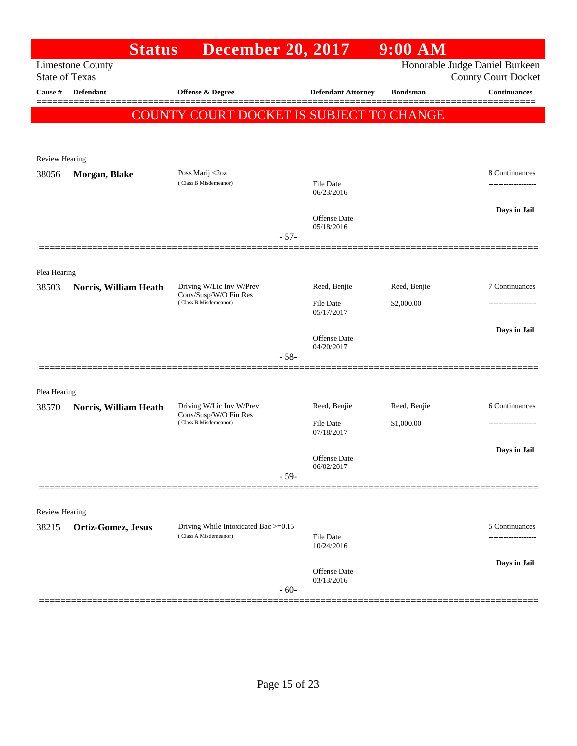# Status December 20, 2017 9:00 AM

Limestone County
State of Texas

Honorable Judge Daniel Burkeen
County Court Docket

| Cause # | Defendant | Offense & Degree | Defendant Attorney | Bondsman | Continuances |
|---|---|---|---|---|---|

## COUNTY COURT DOCKET IS SUBJECT TO CHANGE

Review Hearing

| Cause # | Defendant | Offense & Degree | Defendant Attorney | Bondsman | Continuances |
|---|---|---|---|---|---|
| 38056 | **Morgan, Blake** | Poss Marij <2oz (Class B Misdemeanor) | File Date 06/23/2016<br>Offense Date 05/18/2016 | | 8 Continuances<br>Days in Jail |

- 57-

Plea Hearing

| Cause # | Defendant | Offense & Degree | Defendant Attorney | Bondsman | Continuances |
|---|---|---|---|---|---|
| 38503 | **Norris, William Heath** | Driving W/Lic Inv W/Prev Conv/Susp/W/O Fin Res (Class B Misdemeanor) | Reed, Benjie<br>File Date 05/17/2017<br>Offense Date 04/20/2017 | Reed, Benjie<br>$2,000.00 | 7 Continuances<br>Days in Jail |

- 58-

Plea Hearing

| Cause # | Defendant | Offense & Degree | Defendant Attorney | Bondsman | Continuances |
|---|---|---|---|---|---|
| 38570 | **Norris, William Heath** | Driving W/Lic Inv W/Prev Conv/Susp/W/O Fin Res (Class B Misdemeanor) | Reed, Benjie<br>File Date 07/18/2017<br>Offense Date 06/02/2017 | Reed, Benjie<br>$1,000.00 | 6 Continuances<br>Days in Jail |

- 59-

Review Hearing

| Cause # | Defendant | Offense & Degree | Defendant Attorney | Bondsman | Continuances |
|---|---|---|---|---|---|
| 38215 | **Ortiz-Gomez, Jesus** | Driving While Intoxicated Bac >=0.15 (Class A Misdemeanor) | File Date 10/24/2016<br>Offense Date 03/13/2016 | | 5 Continuances<br>Days in Jail |

- 60-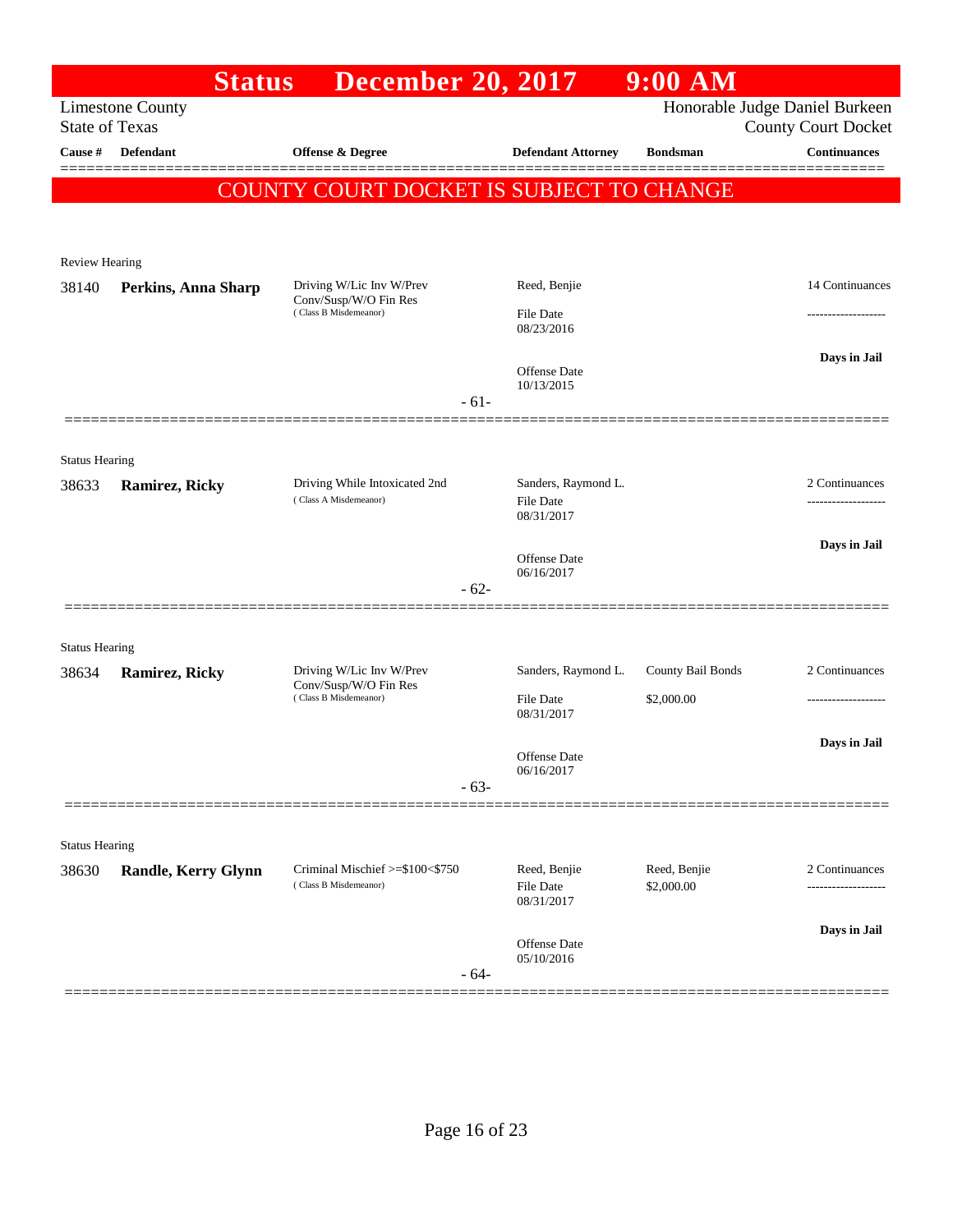# Status December 20, 2017 9:00 AM

Limestone County
State of Texas

Honorable Judge Daniel Burkeen
County Court Docket

**COUNTY COURT DOCKET IS SUBJECT TO CHANGE**

| Cause # | Defendant | Offense & Degree | Defendant Attorney | Bondsman | Continuances |
|---|---|---|---|---|---|
| **Review Hearing** | | | | | |
| 38140 | **Perkins, Anna Sharp** | Driving W/Lic Inv W/Prev Conv/Susp/W/O Fin Res (Class B Misdemeanor) | Reed, Benjie<br>File Date 08/23/2016<br>Offense Date 10/13/2015 | | 14 Continuances<br>**Days in Jail** |
| | | - 61- | | | |
| **Status Hearing** | | | | | |
| 38633 | **Ramirez, Ricky** | Driving While Intoxicated 2nd (Class A Misdemeanor) | Sanders, Raymond L.<br>File Date 08/31/2017<br>Offense Date 06/16/2017 | | 2 Continuances<br>**Days in Jail** |
| | | - 62- | | | |
| **Status Hearing** | | | | | |
| 38634 | **Ramirez, Ricky** | Driving W/Lic Inv W/Prev Conv/Susp/W/O Fin Res (Class B Misdemeanor) | Sanders, Raymond L.<br>File Date 08/31/2017<br>Offense Date 06/16/2017 | County Bail Bonds<br>$2,000.00 | 2 Continuances<br>**Days in Jail** |
| | | - 63- | | | |
| **Status Hearing** | | | | | |
| 38630 | **Randle, Kerry Glynn** | Criminal Mischief >=$100<$750 (Class B Misdemeanor) | Reed, Benjie<br>File Date 08/31/2017<br>Offense Date 05/10/2016 | Reed, Benjie<br>$2,000.00 | 2 Continuances<br>**Days in Jail** |
| | | - 64- | | | |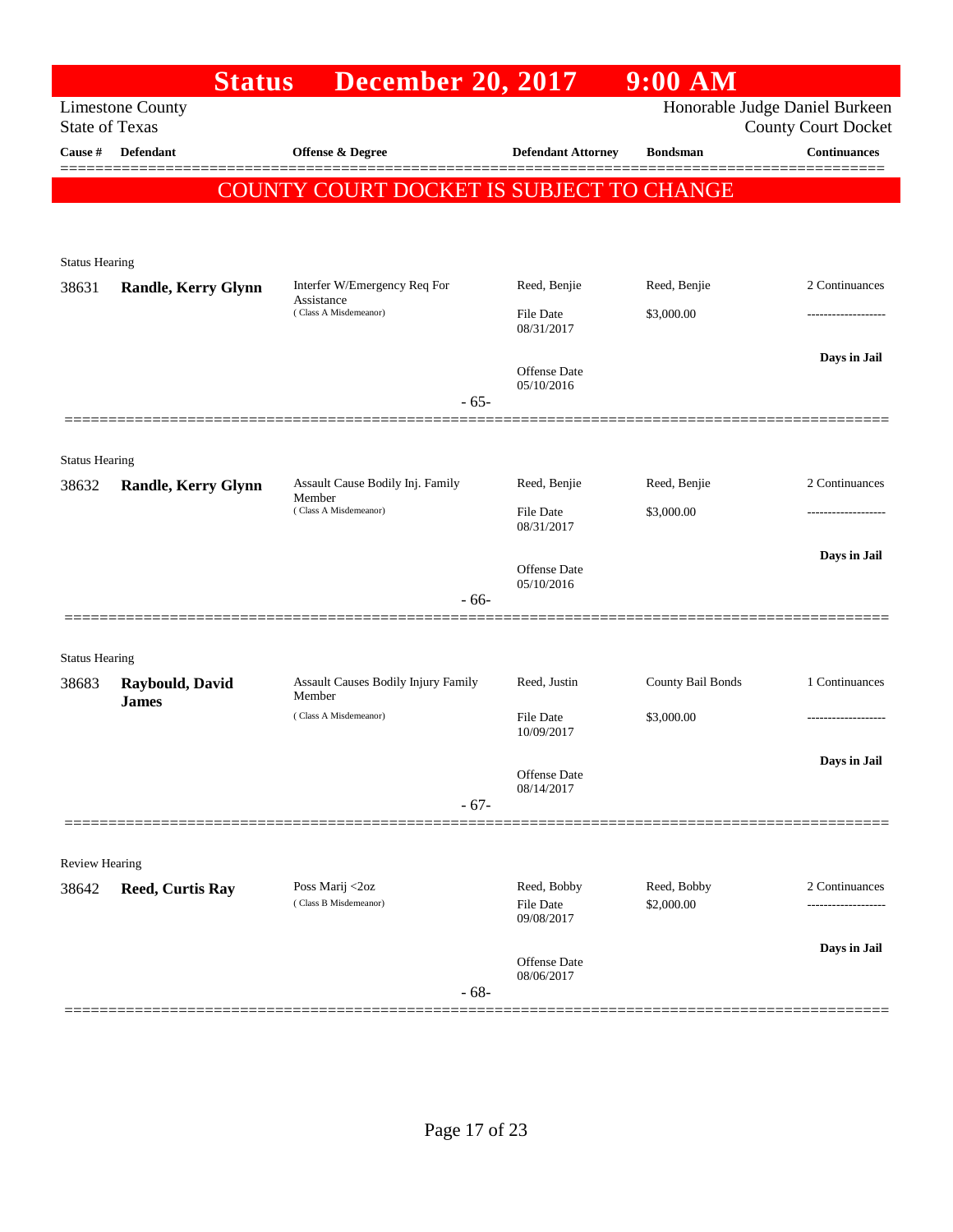# Status December 20, 2017 9:00 AM

Limestone County
State of Texas

Honorable Judge Daniel Burkeen
County Court Docket

**COUNTY COURT DOCKET IS SUBJECT TO CHANGE**

| Cause # | Defendant | Offense & Degree | Defendant Attorney | Bondsman | Continuances |
|---|---|---|---|---|---|
| Status Hearing | | | | | |
| 38631 | **Randle, Kerry Glynn** | Interfer W/Emergency Req For Assistance (Class A Misdemeanor) | Reed, Benjie<br>File Date 08/31/2017<br>Offense Date 05/10/2016 | Reed, Benjie<br>$3,000.00 | 2 Continuances<br>------------------<br>**Days in Jail** |
| | | - 65- | | | |
| Status Hearing | | | | | |
| 38632 | **Randle, Kerry Glynn** | Assault Cause Bodily Inj. Family Member (Class A Misdemeanor) | Reed, Benjie<br>File Date 08/31/2017<br>Offense Date 05/10/2016 | Reed, Benjie<br>$3,000.00 | 2 Continuances<br>------------------<br>**Days in Jail** |
| | | - 66- | | | |
| Status Hearing | | | | | |
| 38683 | **Raybould, David James** | Assault Causes Bodily Injury Family Member (Class A Misdemeanor) | Reed, Justin<br>File Date 10/09/2017<br>Offense Date 08/14/2017 | County Bail Bonds<br>$3,000.00 | 1 Continuances<br>------------------<br>**Days in Jail** |
| | | - 67- | | | |
| Review Hearing | | | | | |
| 38642 | **Reed, Curtis Ray** | Poss Marij <2oz (Class B Misdemeanor) | Reed, Bobby<br>File Date 09/08/2017<br>Offense Date 08/06/2017 | Reed, Bobby<br>$2,000.00 | 2 Continuances<br>------------------<br>**Days in Jail** |
| | | - 68- | | | |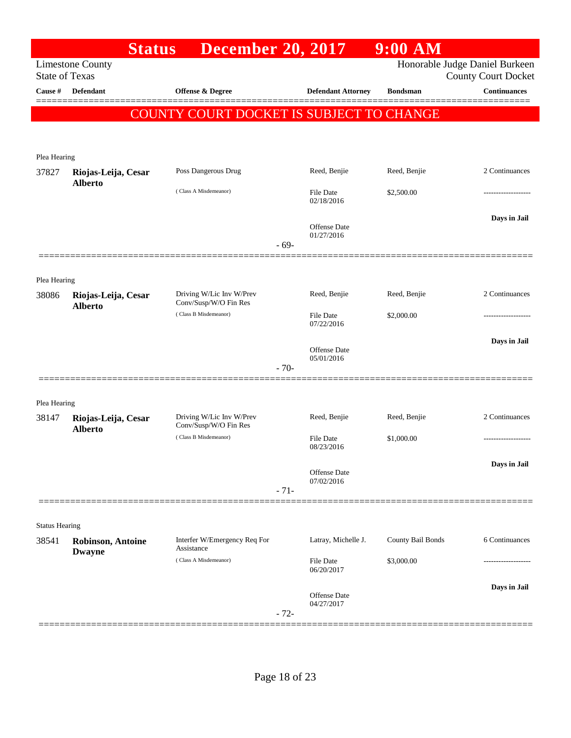# Status December 20, 2017 9:00 AM

Limestone County
State of Texas

Honorable Judge Daniel Burkeen
County Court Docket

| Cause # | Defendant | Offense & Degree | Defendant Attorney | Bondsman | Continuances |
|---|---|---|---|---|---|

**COUNTY COURT DOCKET IS SUBJECT TO CHANGE**

Plea Hearing

| Cause # | Defendant | Offense & Degree | Defendant Attorney | Bondsman | Continuances |
|---|---|---|---|---|---|
| 37827 | **Riojas-Leija, Cesar Alberto** | Poss Dangerous Drug | Reed, Benjie | Reed, Benjie | 2 Continuances |
| | | (Class A Misdemeanor) | File Date 02/18/2016 | $2,500.00 | ------------------- |
| | | | Offense Date 01/27/2016 | | **Days in Jail** |

-69-

Plea Hearing

| Cause # | Defendant | Offense & Degree | Defendant Attorney | Bondsman | Continuances |
|---|---|---|---|---|---|
| 38086 | **Riojas-Leija, Cesar Alberto** | Driving W/Lic Inv W/Prev Conv/Susp/W/O Fin Res | Reed, Benjie | Reed, Benjie | 2 Continuances |
| | | (Class B Misdemeanor) | File Date 07/22/2016 | $2,000.00 | ------------------- |
| | | | Offense Date 05/01/2016 | | **Days in Jail** |

-70-

Plea Hearing

| Cause # | Defendant | Offense & Degree | Defendant Attorney | Bondsman | Continuances |
|---|---|---|---|---|---|
| 38147 | **Riojas-Leija, Cesar Alberto** | Driving W/Lic Inv W/Prev Conv/Susp/W/O Fin Res | Reed, Benjie | Reed, Benjie | 2 Continuances |
| | | (Class B Misdemeanor) | File Date 08/23/2016 | $1,000.00 | ------------------- |
| | | | Offense Date 07/02/2016 | | **Days in Jail** |

-71-

Status Hearing

| Cause # | Defendant | Offense & Degree | Defendant Attorney | Bondsman | Continuances |
|---|---|---|---|---|---|
| 38541 | **Robinson, Antoine Dwayne** | Interfer W/Emergency Req For Assistance | Latray, Michelle J. | County Bail Bonds | 6 Continuances |
| | | (Class A Misdemeanor) | File Date 06/20/2017 | $3,000.00 | ------------------- |
| | | | Offense Date 04/27/2017 | | **Days in Jail** |

-72-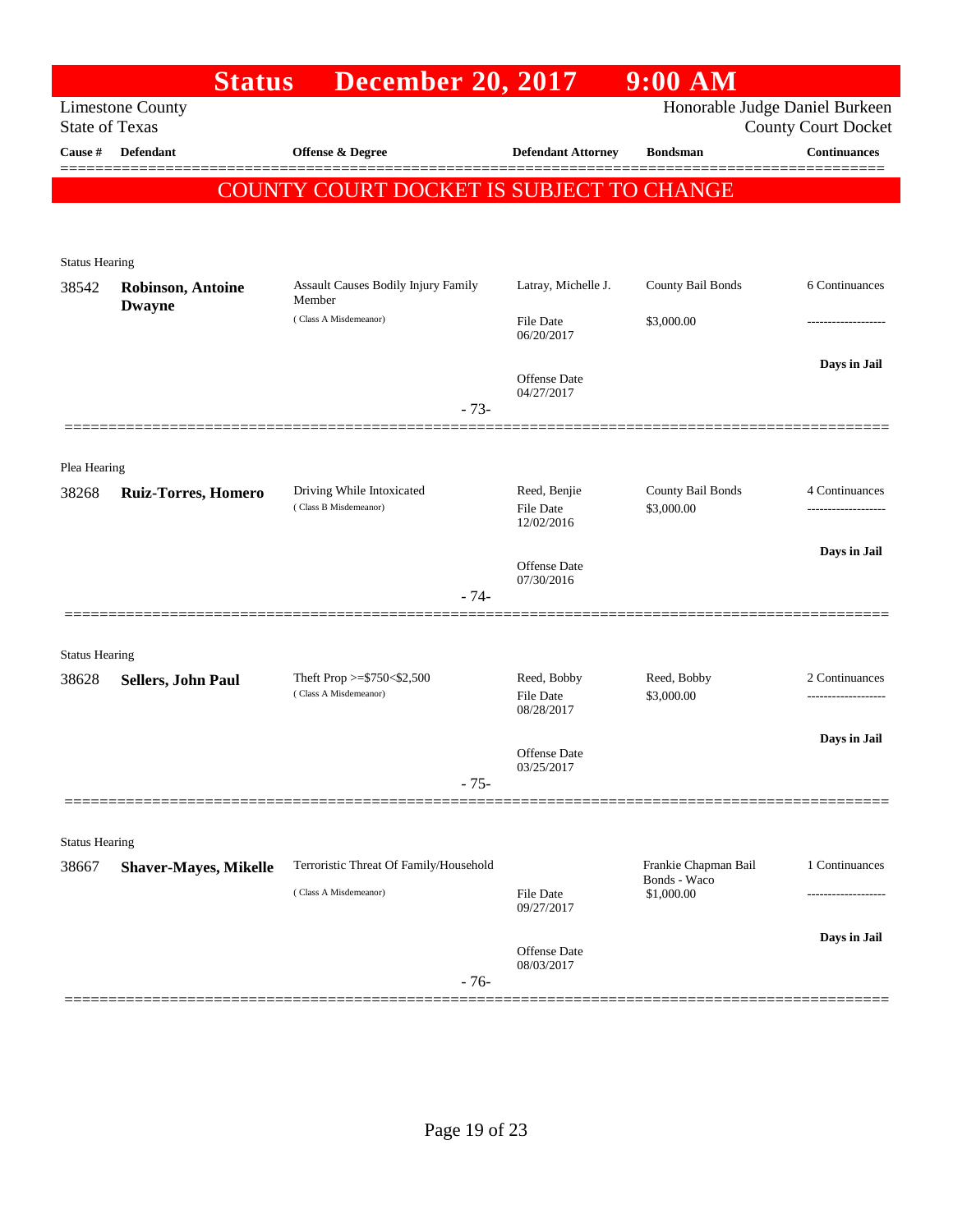# Status December 20, 2017 9:00 AM

Limestone County
State of Texas

Honorable Judge Daniel Burkeen
County Court Docket

| Cause # | Defendant | Offense & Degree | Defendant Attorney | Bondsman | Continuances |
|---|---|---|---|---|---|

**COUNTY COURT DOCKET IS SUBJECT TO CHANGE**

Status Hearing

| Cause # | Defendant | Offense & Degree | Defendant Attorney | Bondsman | Continuances |
|---|---|---|---|---|---|
| 38542 | **Robinson, Antoine Dwayne** | Assault Causes Bodily Injury Family Member (Class A Misdemeanor) | Latray, Michelle J. | County Bail Bonds | 6 Continuances |
| | | | File Date 06/20/2017 | $3,000.00 | ------------------- |
| | | | Offense Date 04/27/2017 | | **Days in Jail** |

- 73-

Plea Hearing

| Cause # | Defendant | Offense & Degree | Defendant Attorney | Bondsman | Continuances |
|---|---|---|---|---|---|
| 38268 | **Ruiz-Torres, Homero** | Driving While Intoxicated (Class B Misdemeanor) | Reed, Benjie | County Bail Bonds | 4 Continuances |
| | | | File Date 12/02/2016 | $3,000.00 | ------------------- |
| | | | Offense Date 07/30/2016 | | **Days in Jail** |

- 74-

Status Hearing

| Cause # | Defendant | Offense & Degree | Defendant Attorney | Bondsman | Continuances |
|---|---|---|---|---|---|
| 38628 | **Sellers, John Paul** | Theft Prop >=$750<$2,500 (Class A Misdemeanor) | Reed, Bobby | Reed, Bobby | 2 Continuances |
| | | | File Date 08/28/2017 | $3,000.00 | ------------------- |
| | | | Offense Date 03/25/2017 | | **Days in Jail** |

- 75-

Status Hearing

| Cause # | Defendant | Offense & Degree | Defendant Attorney | Bondsman | Continuances |
|---|---|---|---|---|---|
| 38667 | **Shaver-Mayes, Mikelle** | Terroristic Threat Of Family/Household (Class A Misdemeanor) | | Frankie Chapman Bail Bonds - Waco | 1 Continuances |
| | | | File Date 09/27/2017 | $1,000.00 | ------------------- |
| | | | Offense Date 08/03/2017 | | **Days in Jail** |

- 76-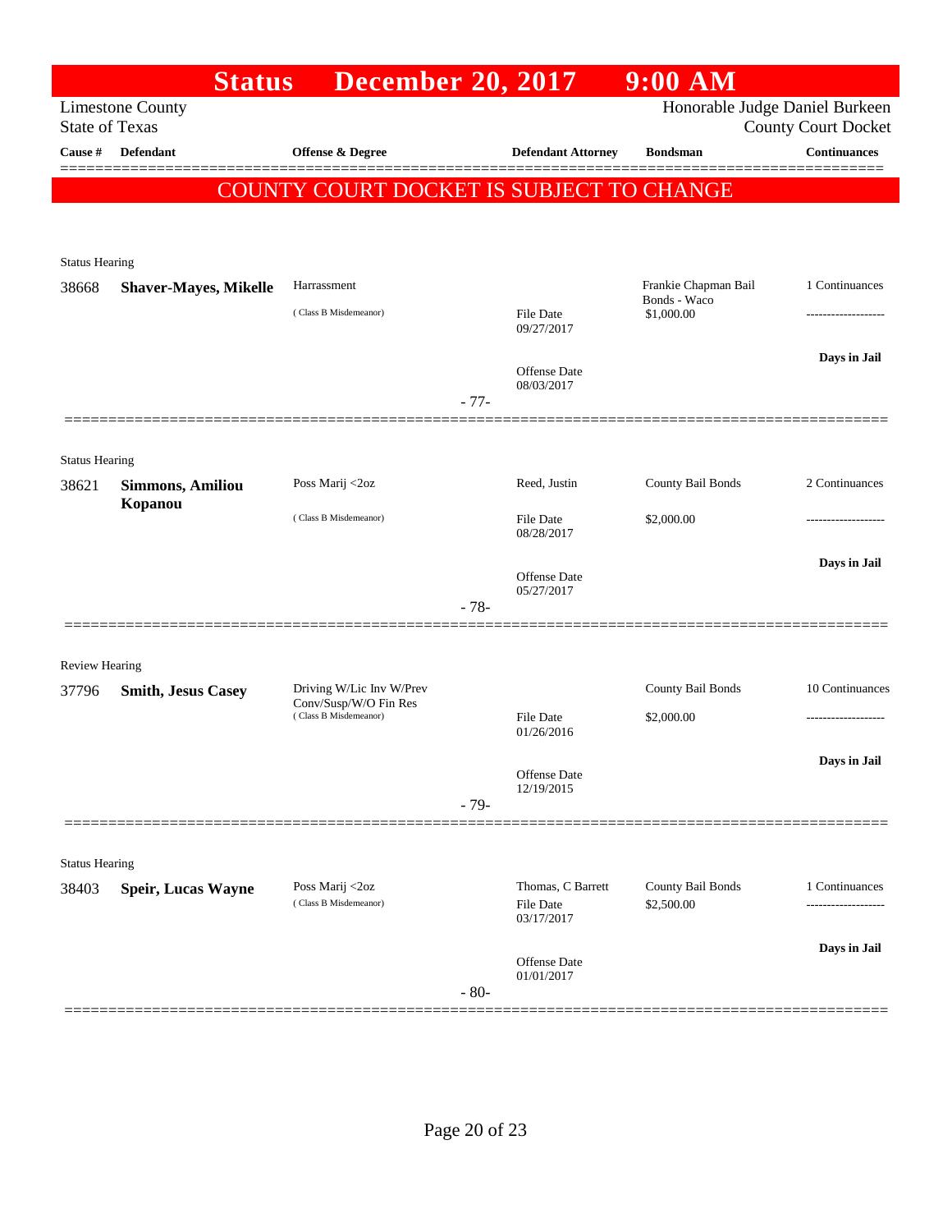# Status December 20, 2017 9:00 AM

Limestone County
State of Texas

Honorable Judge Daniel Burkeen
County Court Docket

| Cause # | Defendant | Offense & Degree | Defendant Attorney | Bondsman | Continuances |
|---|---|---|---|---|---|

**COUNTY COURT DOCKET IS SUBJECT TO CHANGE**

Status Hearing

| Cause # | Defendant | Offense & Degree | Defendant Attorney | Bondsman | Continuances |
|---|---|---|---|---|---|
| 38668 | **Shaver-Mayes, Mikelle** | Harrassment (Class B Misdemeanor) | File Date 09/27/2017; Offense Date 08/03/2017 | Frankie Chapman Bail Bonds - Waco $1,000.00 | 1 Continuances; Days in Jail |

-77-

Status Hearing

| Cause # | Defendant | Offense & Degree | Defendant Attorney | Bondsman | Continuances |
|---|---|---|---|---|---|
| 38621 | **Simmons, Amiliou Kopanou** | Poss Marij <2oz (Class B Misdemeanor) | Reed, Justin; File Date 08/28/2017; Offense Date 05/27/2017 | County Bail Bonds $2,000.00 | 2 Continuances; Days in Jail |

-78-

Review Hearing

| Cause # | Defendant | Offense & Degree | Defendant Attorney | Bondsman | Continuances |
|---|---|---|---|---|---|
| 37796 | **Smith, Jesus Casey** | Driving W/Lic Inv W/Prev Conv/Susp/W/O Fin Res (Class B Misdemeanor) | File Date 01/26/2016; Offense Date 12/19/2015 | County Bail Bonds $2,000.00 | 10 Continuances; Days in Jail |

-79-

Status Hearing

| Cause # | Defendant | Offense & Degree | Defendant Attorney | Bondsman | Continuances |
|---|---|---|---|---|---|
| 38403 | **Speir, Lucas Wayne** | Poss Marij <2oz (Class B Misdemeanor) | Thomas, C Barrett; File Date 03/17/2017; Offense Date 01/01/2017 | County Bail Bonds $2,500.00 | 1 Continuances; Days in Jail |

-80-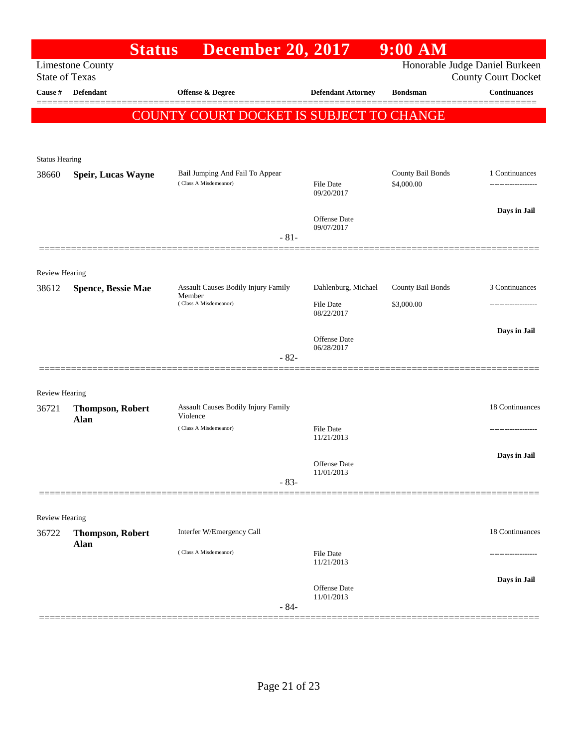# Status December 20, 2017 9:00 AM

Limestone County
State of Texas

Honorable Judge Daniel Burkeen
County Court Docket

| Cause # | Defendant | Offense & Degree | Defendant Attorney | Bondsman | Continuances |
|---|---|---|---|---|---|

**COUNTY COURT DOCKET IS SUBJECT TO CHANGE**

---

Status Hearing

| Cause # | Defendant | Offense & Degree | Defendant Attorney | Bondsman | Continuances |
|---|---|---|---|---|---|
| 38660 | **Speir, Lucas Wayne** | Bail Jumping And Fail To Appear (Class A Misdemeanor) | File Date 09/20/2017 Offense Date 09/07/2017 | County Bail Bonds $4,000.00 | 1 Continuances ------------------- **Days in Jail** |

- 81-

---

Review Hearing

| Cause # | Defendant | Offense & Degree | Defendant Attorney | Bondsman | Continuances |
|---|---|---|---|---|---|
| 38612 | **Spence, Bessie Mae** | Assault Causes Bodily Injury Family Member (Class A Misdemeanor) | Dahlenburg, Michael File Date 08/22/2017 Offense Date 06/28/2017 | County Bail Bonds $3,000.00 | 3 Continuances ------------------- **Days in Jail** |

- 82-

---

Review Hearing

| Cause # | Defendant | Offense & Degree | Defendant Attorney | Bondsman | Continuances |
|---|---|---|---|---|---|
| 36721 | **Thompson, Robert Alan** | Assault Causes Bodily Injury Family Violence (Class A Misdemeanor) | File Date 11/21/2013 Offense Date 11/01/2013 | | 18 Continuances ------------------- **Days in Jail** |

- 83-

---

Review Hearing

| Cause # | Defendant | Offense & Degree | Defendant Attorney | Bondsman | Continuances |
|---|---|---|---|---|---|
| 36722 | **Thompson, Robert Alan** | Interfer W/Emergency Call (Class A Misdemeanor) | File Date 11/21/2013 Offense Date 11/01/2013 | | 18 Continuances ------------------- **Days in Jail** |

- 84-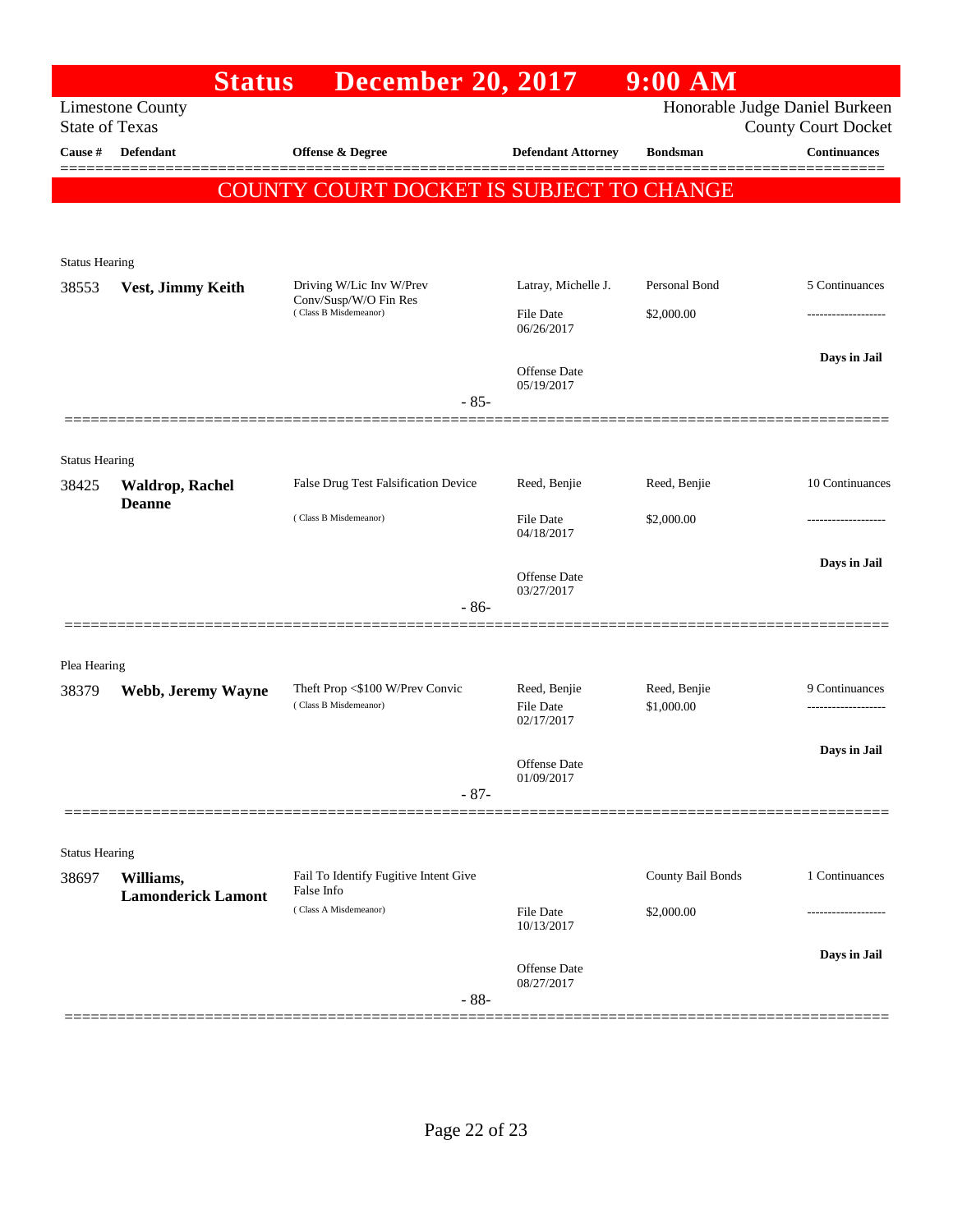# Status December 20, 2017 9:00 AM

Limestone County
State of Texas

Honorable Judge Daniel Burkeen
County Court Docket

| Cause # | Defendant | Offense & Degree | Defendant Attorney | Bondsman | Continuances |
|---|---|---|---|---|---|

**COUNTY COURT DOCKET IS SUBJECT TO CHANGE**

---

Status Hearing

| Cause # | Defendant | Offense & Degree | Defendant Attorney | Bondsman | Continuances |
|---|---|---|---|---|---|
| 38553 | **Vest, Jimmy Keith** | Driving W/Lic Inv W/Prev Conv/Susp/W/O Fin Res (Class B Misdemeanor) | Latray, Michelle J. | Personal Bond | 5 Continuances |
| | | | File Date 06/26/2017 | $2,000.00 | ------------------- |
| | | | Offense Date 05/19/2017 | | **Days in Jail** |

- 85-

---

Status Hearing

| Cause # | Defendant | Offense & Degree | Defendant Attorney | Bondsman | Continuances |
|---|---|---|---|---|---|
| 38425 | **Waldrop, Rachel Deanne** | False Drug Test Falsification Device (Class B Misdemeanor) | Reed, Benjie | Reed, Benjie | 10 Continuances |
| | | | File Date 04/18/2017 | $2,000.00 | ------------------- |
| | | | Offense Date 03/27/2017 | | **Days in Jail** |

- 86-

---

Plea Hearing

| Cause # | Defendant | Offense & Degree | Defendant Attorney | Bondsman | Continuances |
|---|---|---|---|---|---|
| 38379 | **Webb, Jeremy Wayne** | Theft Prop <$100 W/Prev Convic (Class B Misdemeanor) | Reed, Benjie | Reed, Benjie | 9 Continuances |
| | | | File Date 02/17/2017 | $1,000.00 | ------------------- |
| | | | Offense Date 01/09/2017 | | **Days in Jail** |

- 87-

---

Status Hearing

| Cause # | Defendant | Offense & Degree | Defendant Attorney | Bondsman | Continuances |
|---|---|---|---|---|---|
| 38697 | **Williams, Lamonderick Lamont** | Fail To Identify Fugitive Intent Give False Info (Class A Misdemeanor) | | County Bail Bonds | 1 Continuances |
| | | | File Date 10/13/2017 | $2,000.00 | ------------------- |
| | | | Offense Date 08/27/2017 | | **Days in Jail** |

- 88-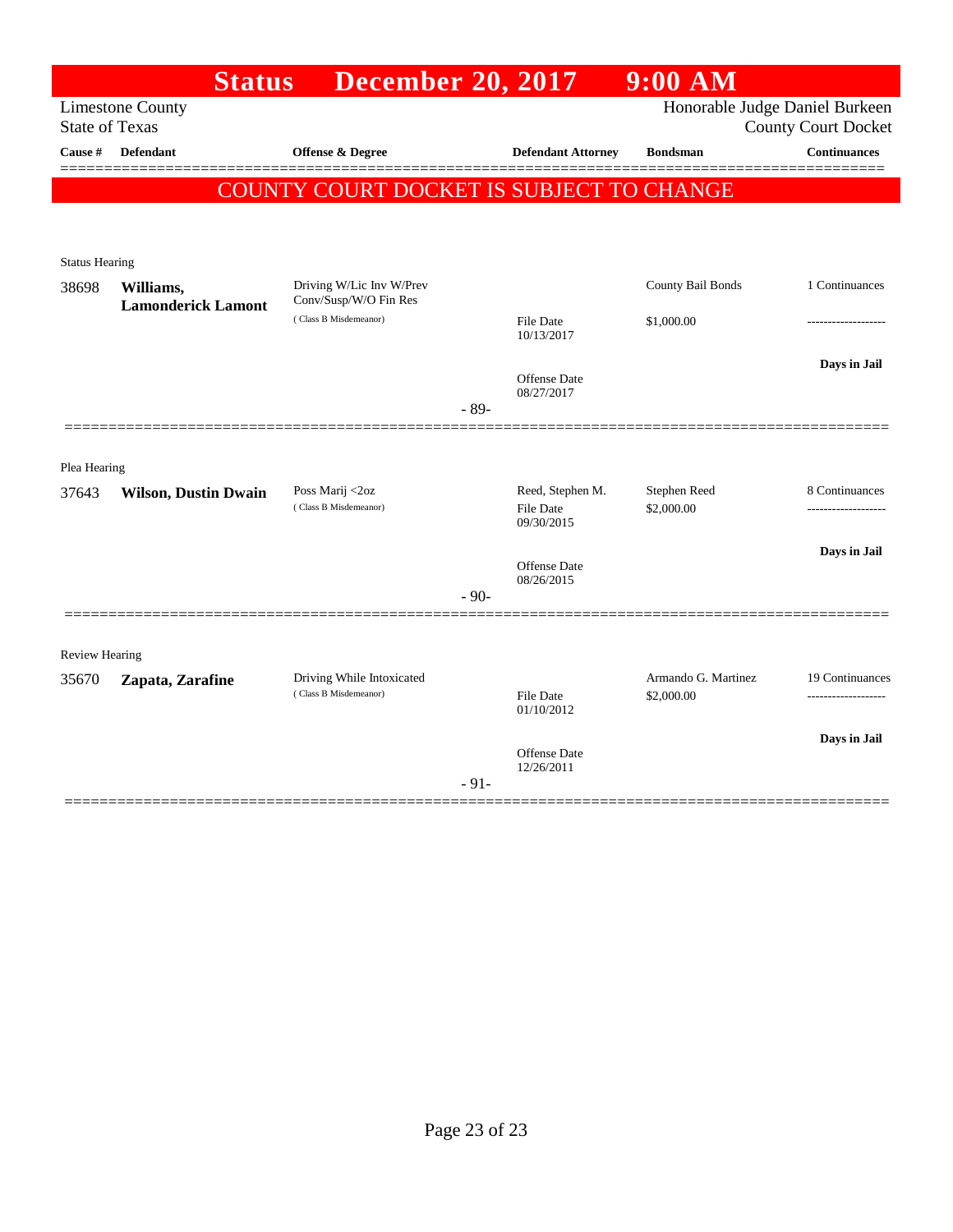# Status December 20, 2017 9:00 AM

Limestone County
State of Texas

Honorable Judge Daniel Burkeen
County Court Docket

| Cause # | Defendant | Offense & Degree | Defendant Attorney | Bondsman | Continuances |
|---|---|---|---|---|---|

**COUNTY COURT DOCKET IS SUBJECT TO CHANGE**

Status Hearing

| Cause # | Defendant | Offense & Degree | Defendant Attorney | Bondsman | Continuances |
|---|---|---|---|---|---|
| 38698 | **Williams, Lamonderick Lamont** | Driving W/Lic Inv W/Prev Conv/Susp/W/O Fin Res (Class B Misdemeanor) | File Date 10/13/2017<br>Offense Date 08/27/2017 | County Bail Bonds<br>$1,000.00 | 1 Continuances<br>-------------------<br>**Days in Jail** |

-89-

Plea Hearing

| Cause # | Defendant | Offense & Degree | Defendant Attorney | Bondsman | Continuances |
|---|---|---|---|---|---|
| 37643 | **Wilson, Dustin Dwain** | Poss Marij <2oz (Class B Misdemeanor) | Reed, Stephen M.<br>File Date 09/30/2015<br>Offense Date 08/26/2015 | Stephen Reed<br>$2,000.00 | 8 Continuances<br>-------------------<br>**Days in Jail** |

-90-

Review Hearing

| Cause # | Defendant | Offense & Degree | Defendant Attorney | Bondsman | Continuances |
|---|---|---|---|---|---|
| 35670 | **Zapata, Zarafine** | Driving While Intoxicated (Class B Misdemeanor) | File Date 01/10/2012<br>Offense Date 12/26/2011 | Armando G. Martinez<br>$2,000.00 | 19 Continuances<br>-------------------<br>**Days in Jail** |

-91-